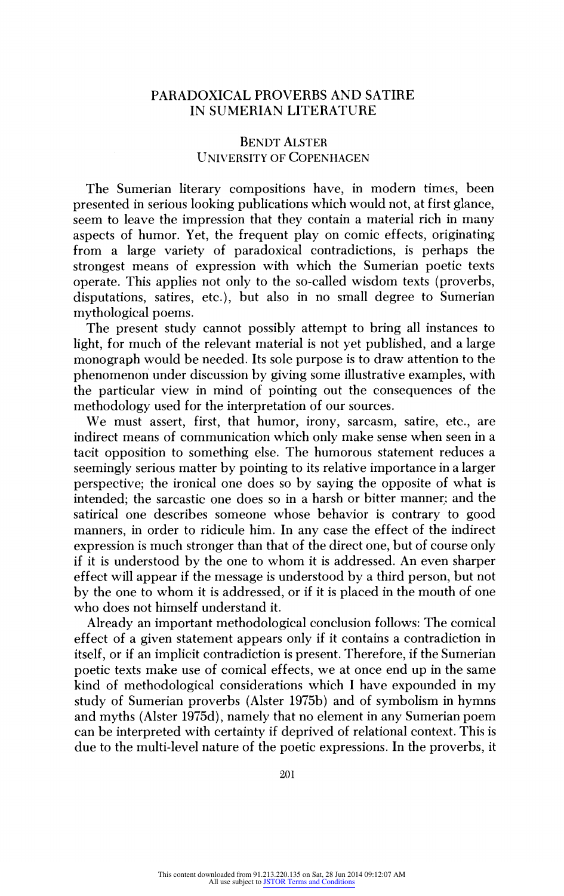# PARADOXICAL PROVERBS AND SATIRE IN SUMERIAN LITERATURE

BENDT ALSTER
UNIVERSITY OF COPENHAGEN

The Sumerian literary compositions have, in modern times, been presented in serious looking publications which would not, at first glance, seem to leave the impression that they contain a material rich in many aspects of humor. Yet, the frequent play on comic effects, originating from a large variety of paradoxical contradictions, is perhaps the strongest means of expression with which the Sumerian poetic texts operate. This applies not only to the so-called wisdom texts (proverbs, disputations, satires, etc.), but also in no small degree to Sumerian mythological poems.

The present study cannot possibly attempt to bring all instances to light, for much of the relevant material is not yet published, and a large monograph would be needed. Its sole purpose is to draw attention to the phenomenon under discussion by giving some illustrative examples, with the particular view in mind of pointing out the consequences of the methodology used for the interpretation of our sources.

We must assert, first, that humor, irony, sarcasm, satire, etc., are indirect means of communication which only make sense when seen in a tacit opposition to something else. The humorous statement reduces a seemingly serious matter by pointing to its relative importance in a larger perspective; the ironical one does so by saying the opposite of what is intended; the sarcastic one does so in a harsh or bitter manner; and the satirical one describes someone whose behavior is contrary to good manners, in order to ridicule him. In any case the effect of the indirect expression is much stronger than that of the direct one, but of course only if it is understood by the one to whom it is addressed. An even sharper effect will appear if the message is understood by a third person, but not by the one to whom it is addressed, or if it is placed in the mouth of one who does not himself understand it.

Already an important methodological conclusion follows: The comical effect of a given statement appears only if it contains a contradiction in itself, or if an implicit contradiction is present. Therefore, if the Sumerian poetic texts make use of comical effects, we at once end up in the same kind of methodological considerations which I have expounded in my study of Sumerian proverbs (Alster 1975b) and of symbolism in hymns and myths (Alster 1975d), namely that no element in any Sumerian poem can be interpreted with certainty if deprived of relational context. This is due to the multi-level nature of the poetic expressions. In the proverbs, it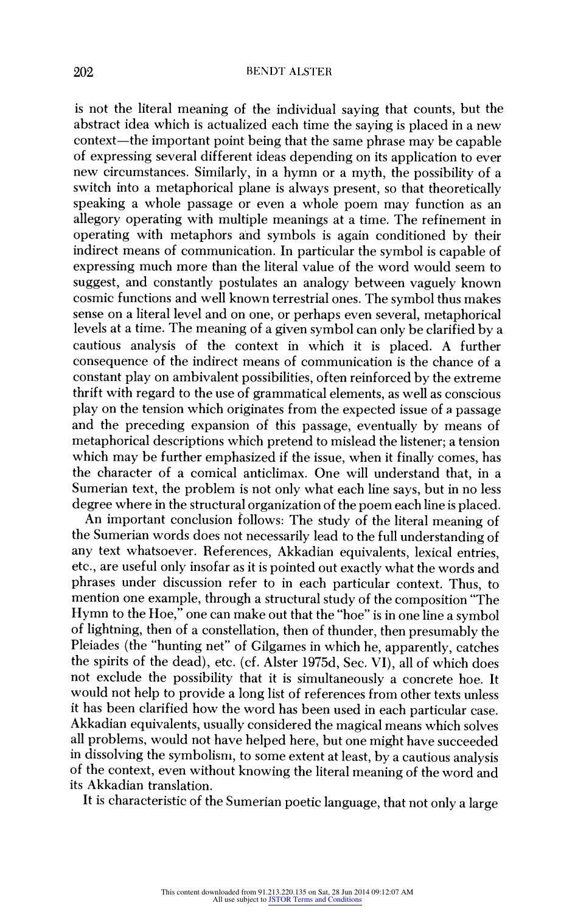is not the literal meaning of the individual saying that counts, but the abstract idea which is actualized each time the saying is placed in a new context—the important point being that the same phrase may be capable of expressing several different ideas depending on its application to ever new circumstances. Similarly, in a hymn or a myth, the possibility of a switch into a metaphorical plane is always present, so that theoretically speaking a whole passage or even a whole poem may function as an allegory operating with multiple meanings at a time. The refinement in operating with metaphors and symbols is again conditioned by their indirect means of communication. In particular the symbol is capable of expressing much more than the literal value of the word would seem to suggest, and constantly postulates an analogy between vaguely known cosmic functions and well known terrestrial ones. The symbol thus makes sense on a literal level and on one, or perhaps even several, metaphorical levels at a time. The meaning of a given symbol can only be clarified by a cautious analysis of the context in which it is placed. A further consequence of the indirect means of communication is the chance of a constant play on ambivalent possibilities, often reinforced by the extreme thrift with regard to the use of grammatical elements, as well as conscious play on the tension which originates from the expected issue of a passage and the preceding expansion of this passage, eventually by means of metaphorical descriptions which pretend to mislead the listener; a tension which may be further emphasized if the issue, when it finally comes, has the character of a comical anticlimax. One will understand that, in a Sumerian text, the problem is not only what each line says, but in no less degree where in the structural organization of the poem each line is placed.

An important conclusion follows: The study of the literal meaning of the Sumerian words does not necessarily lead to the full understanding of any text whatsoever. References, Akkadian equivalents, lexical entries, etc., are useful only insofar as it is pointed out exactly what the words and phrases under discussion refer to in each particular context. Thus, to mention one example, through a structural study of the composition "The Hymn to the Hoe," one can make out that the "hoe" is in one line a symbol of lightning, then of a constellation, then of thunder, then presumably the Pleiades (the "hunting net" of Gilgames in which he, apparently, catches the spirits of the dead), etc. (cf. Alster 1975d, Sec. VI), all of which does not exclude the possibility that it is simultaneously a concrete hoe. It would not help to provide a long list of references from other texts unless it has been clarified how the word has been used in each particular case. Akkadian equivalents, usually considered the magical means which solves all problems, would not have helped here, but one might have succeeded in dissolving the symbolism, to some extent at least, by a cautious analysis of the context, even without knowing the literal meaning of the word and its Akkadian translation.

It is characteristic of the Sumerian poetic language, that not only a large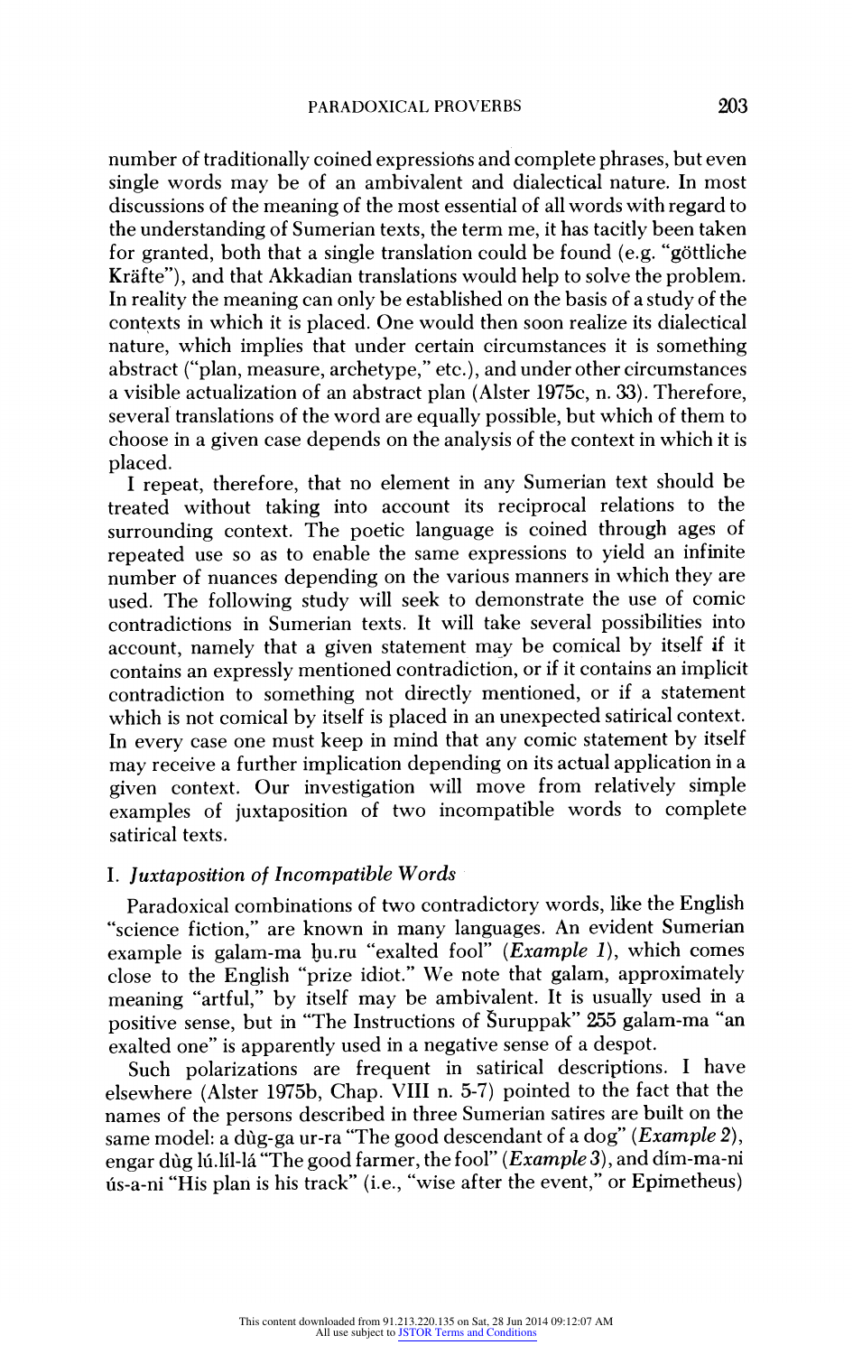number of traditionally coined expressions and complete phrases, but even single words may be of an ambivalent and dialectical nature. In most discussions of the meaning of the most essential of all words with regard to the understanding of Sumerian texts, the term me, it has tacitly been taken for granted, both that a single translation could be found (e.g. "göttliche Kräfte"), and that Akkadian translations would help to solve the problem. In reality the meaning can only be established on the basis of a study of the contexts in which it is placed. One would then soon realize its dialectical nature, which implies that under certain circumstances it is something abstract ("plan, measure, archetype," etc.), and under other circumstances a visible actualization of an abstract plan (Alster 1975c, n. 33). Therefore, several translations of the word are equally possible, but which of them to choose in a given case depends on the analysis of the context in which it is placed.

I repeat, therefore, that no element in any Sumerian text should be treated without taking into account its reciprocal relations to the surrounding context. The poetic language is coined through ages of repeated use so as to enable the same expressions to yield an infinite number of nuances depending on the various manners in which they are used. The following study will seek to demonstrate the use of comic contradictions in Sumerian texts. It will take several possibilities into account, namely that a given statement may be comical by itself if it contains an expressly mentioned contradiction, or if it contains an implicit contradiction to something not directly mentioned, or if a statement which is not comical by itself is placed in an unexpected satirical context. In every case one must keep in mind that any comic statement by itself may receive a further implication depending on its actual application in a given context. Our investigation will move from relatively simple examples of juxtaposition of two incompatible words to complete satirical texts.

## I. *Juxtaposition of Incompatible Words*

Paradoxical combinations of two contradictory words, like the English "science fiction," are known in many languages. An evident Sumerian example is galam-ma ḫu.ru "exalted fool" (*Example 1*), which comes close to the English "prize idiot." We note that galam, approximately meaning "artful," by itself may be ambivalent. It is usually used in a positive sense, but in "The Instructions of Šuruppak" 255 galam-ma "an exalted one" is apparently used in a negative sense of a despot.

Such polarizations are frequent in satirical descriptions. I have elsewhere (Alster 1975b, Chap. VIII n. 5-7) pointed to the fact that the names of the persons described in three Sumerian satires are built on the same model: a dùg-ga ur-ra "The good descendant of a dog" (*Example 2*), engar dùg lú.lil-lá "The good farmer, the fool" (*Example 3*), and dím-ma-ni ús-a-ni "His plan is his track" (i.e., "wise after the event," or Epimetheus)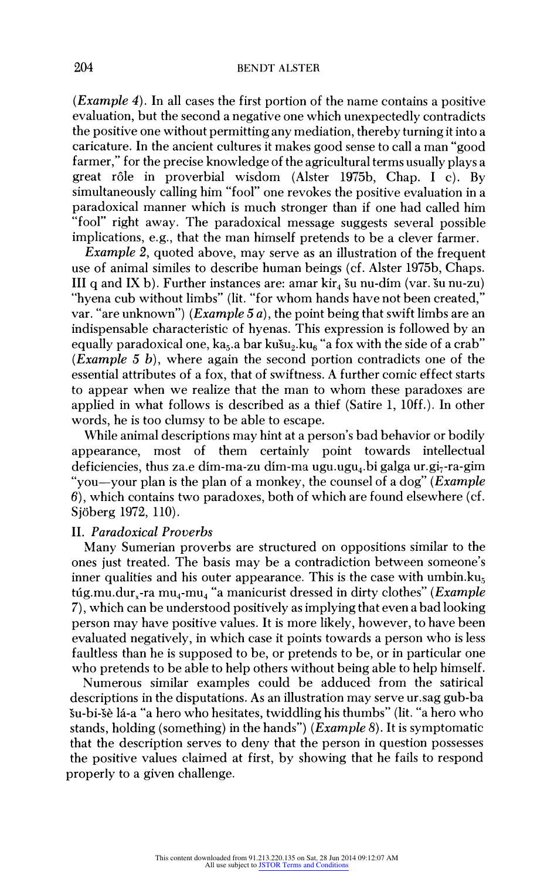(*Example 4*). In all cases the first portion of the name contains a positive evaluation, but the second a negative one which unexpectedly contradicts the positive one without permitting any mediation, thereby turning it into a caricature. In the ancient cultures it makes good sense to call a man "good farmer," for the precise knowledge of the agricultural terms usually plays a great rôle in proverbial wisdom (Alster 1975b, Chap. I c). By simultaneously calling him "fool" one revokes the positive evaluation in a paradoxical manner which is much stronger than if one had called him "fool" right away. The paradoxical message suggests several possible implications, e.g., that the man himself pretends to be a clever farmer.

*Example 2*, quoted above, may serve as an illustration of the frequent use of animal similes to describe human beings (cf. Alster 1975b, Chaps. III q and IX b). Further instances are: amar kir$_4$ šu nu-dím (var. šu nu-zu) "hyena cub without limbs" (lit. "for whom hands have not been created," var. "are unknown") (*Example 5 a*), the point being that swift limbs are an indispensable characteristic of hyenas. This expression is followed by an equally paradoxical one, ka$_5$.a bar kušu$_2$.ku$_6$ "a fox with the side of a crab" (*Example 5 b*), where again the second portion contradicts one of the essential attributes of a fox, that of swiftness. A further comic effect starts to appear when we realize that the man to whom these paradoxes are applied in what follows is described as a thief (Satire 1, 10ff.). In other words, he is too clumsy to be able to escape.

While animal descriptions may hint at a person's bad behavior or bodily appearance, most of them certainly point towards intellectual deficiencies, thus za.e dím-ma-zu dím-ma ugu.ugu$_4$.bi galga ur.gi$_7$-ra-gim "you—your plan is the plan of a monkey, the counsel of a dog" (*Example 6*), which contains two paradoxes, both of which are found elsewhere (cf. Sjöberg 1972, 110).

## II. *Paradoxical Proverbs*

Many Sumerian proverbs are structured on oppositions similar to the ones just treated. The basis may be a contradiction between someone's inner qualities and his outer appearance. This is the case with umbin.ku$_5$ túg.mu.dur$_x$-ra mu$_4$-mu$_4$ "a manicurist dressed in dirty clothes" (*Example 7*), which can be understood positively as implying that even a bad looking person may have positive values. It is more likely, however, to have been evaluated negatively, in which case it points towards a person who is less faultless than he is supposed to be, or pretends to be, or in particular one who pretends to be able to help others without being able to help himself.

Numerous similar examples could be adduced from the satirical descriptions in the disputations. As an illustration may serve ur.sag gub-ba šu-bi-šè lá-a "a hero who hesitates, twiddling his thumbs" (lit. "a hero who stands, holding (something) in the hands") (*Example 8*). It is symptomatic that the description serves to deny that the person in question possesses the positive values claimed at first, by showing that he fails to respond properly to a given challenge.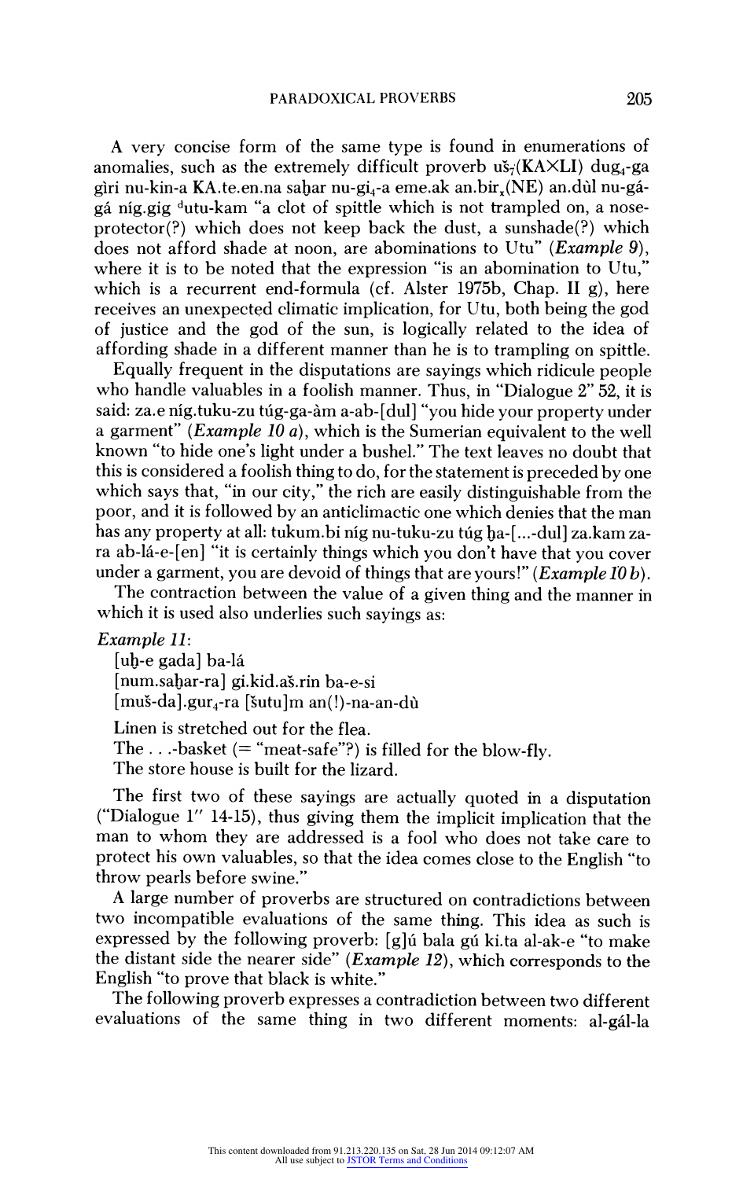A very concise form of the same type is found in enumerations of anomalies, such as the extremely difficult proverb uš$_7$(KA×LI) dug$_4$-ga gìri nu-kin-a KA.te.en.na saḫar nu-gi$_4$-a eme.ak an.bir$_x$(NE) an.dùl nu-gá-gá níg.gig $^d$utu-kam "a clot of spittle which is not trampled on, a nose-protector(?) which does not keep back the dust, a sunshade(?) which does not afford shade at noon, are abominations to Utu" (*Example 9*), where it is to be noted that the expression "is an abomination to Utu," which is a recurrent end-formula (cf. Alster 1975b, Chap. II g), here receives an unexpected climatic implication, for Utu, both being the god of justice and the god of the sun, is logically related to the idea of affording shade in a different manner than he is to trampling on spittle.

Equally frequent in the disputations are sayings which ridicule people who handle valuables in a foolish manner. Thus, in "Dialogue 2" 52, it is said: za.e níg.tuku-zu túg-ga-àm a-ab-[dul] "you hide your property under a garment" (*Example 10 a*), which is the Sumerian equivalent to the well known "to hide one's light under a bushel." The text leaves no doubt that this is considered a foolish thing to do, for the statement is preceded by one which says that, "in our city," the rich are easily distinguishable from the poor, and it is followed by an anticlimactic one which denies that the man has any property at all: tukum.bi níg nu-tuku-zu túg ḫa-[...-dul] za.kam za-ra ab-lá-e-[en] "it is certainly things which you don't have that you cover under a garment, you are devoid of things that are yours!" (*Example 10 b*).

The contraction between the value of a given thing and the manner in which it is used also underlies such sayings as:

*Example 11*:

[uḫ-e gada] ba-lá
[num.saḫar-ra] gi.kid.aš.rin ba-e-si
[muš-da].gur$_4$-ra [šutu]m an(!)-na-an-dù

Linen is stretched out for the flea.
The . . .-basket (= "meat-safe"?) is filled for the blow-fly.
The store house is built for the lizard.

The first two of these sayings are actually quoted in a disputation ("Dialogue 1" 14-15), thus giving them the implicit implication that the man to whom they are addressed is a fool who does not take care to protect his own valuables, so that the idea comes close to the English "to throw pearls before swine."

A large number of proverbs are structured on contradictions between two incompatible evaluations of the same thing. This idea as such is expressed by the following proverb: [g]ú bala gú ki.ta al-ak-e "to make the distant side the nearer side" (*Example 12*), which corresponds to the English "to prove that black is white."

The following proverb expresses a contradiction between two different evaluations of the same thing in two different moments: al-gál-la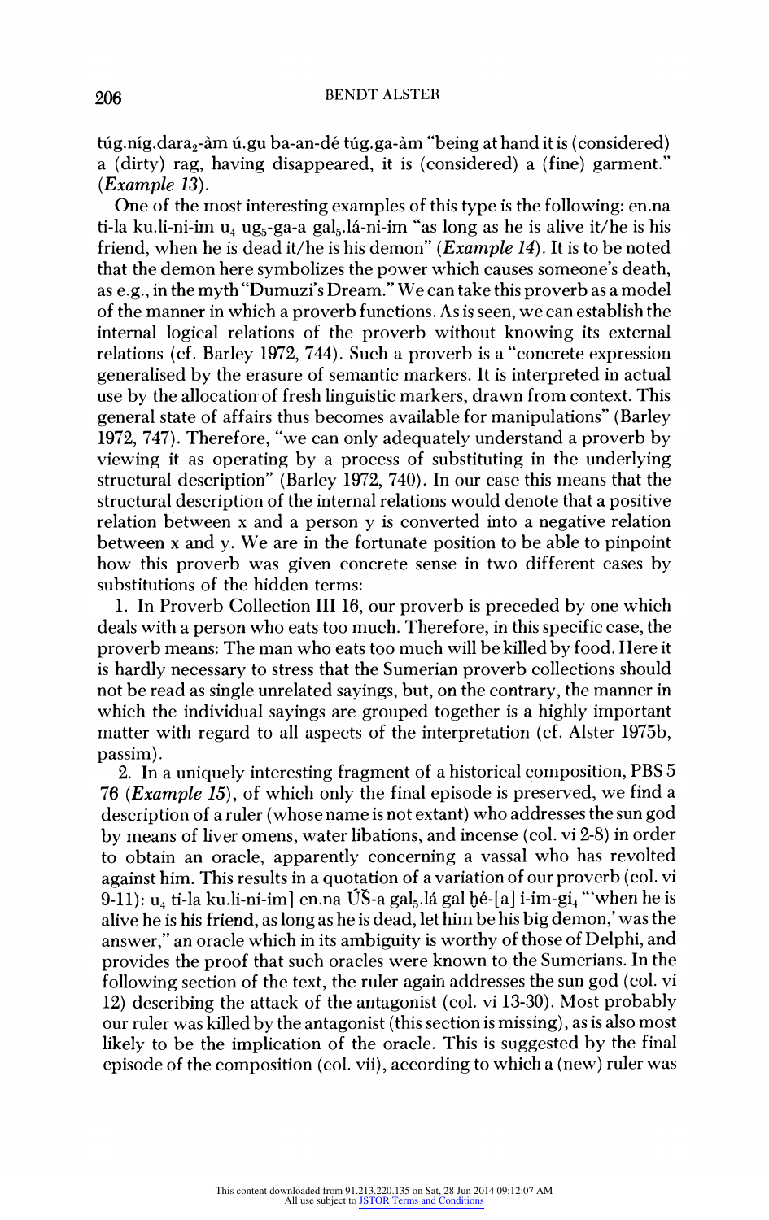túg.níg.dara$_2$-àm ú.gu ba-an-dé túg.ga-àm "being at hand it is (considered) a (dirty) rag, having disappeared, it is (considered) a (fine) garment." (*Example 13*).

One of the most interesting examples of this type is the following: en.na ti-la ku.li-ni-im u$_4$ ug$_5$-ga-a gal$_5$.lá-ni-im "as long as he is alive it/he is his friend, when he is dead it/he is his demon" (*Example 14*). It is to be noted that the demon here symbolizes the power which causes someone's death, as e.g., in the myth "Dumuzi's Dream." We can take this proverb as a model of the manner in which a proverb functions. As is seen, we can establish the internal logical relations of the proverb without knowing its external relations (cf. Barley 1972, 744). Such a proverb is a "concrete expression generalised by the erasure of semantic markers. It is interpreted in actual use by the allocation of fresh linguistic markers, drawn from context. This general state of affairs thus becomes available for manipulations" (Barley 1972, 747). Therefore, "we can only adequately understand a proverb by viewing it as operating by a process of substituting in the underlying structural description" (Barley 1972, 740). In our case this means that the structural description of the internal relations would denote that a positive relation between x and a person y is converted into a negative relation between x and y. We are in the fortunate position to be able to pinpoint how this proverb was given concrete sense in two different cases by substitutions of the hidden terms:

1. In Proverb Collection III 16, our proverb is preceded by one which deals with a person who eats too much. Therefore, in this specific case, the proverb means: The man who eats too much will be killed by food. Here it is hardly necessary to stress that the Sumerian proverb collections should not be read as single unrelated sayings, but, on the contrary, the manner in which the individual sayings are grouped together is a highly important matter with regard to all aspects of the interpretation (cf. Alster 1975b, passim).

2. In a uniquely interesting fragment of a historical composition, PBS 5 76 (*Example 15*), of which only the final episode is preserved, we find a description of a ruler (whose name is not extant) who addresses the sun god by means of liver omens, water libations, and incense (col. vi 2-8) in order to obtain an oracle, apparently concerning a vassal who has revolted against him. This results in a quotation of a variation of our proverb (col. vi 9-11): u$_4$ ti-la ku.li-ni-im] en.na ÚŠ-a gal$_5$.lá gal ḫé-[a] i-im-gi$_4$ "'when he is alive he is his friend, as long as he is dead, let him be his big demon,' was the answer," an oracle which in its ambiguity is worthy of those of Delphi, and provides the proof that such oracles were known to the Sumerians. In the following section of the text, the ruler again addresses the sun god (col. vi 12) describing the attack of the antagonist (col. vi 13-30). Most probably our ruler was killed by the antagonist (this section is missing), as is also most likely to be the implication of the oracle. This is suggested by the final episode of the composition (col. vii), according to which a (new) ruler was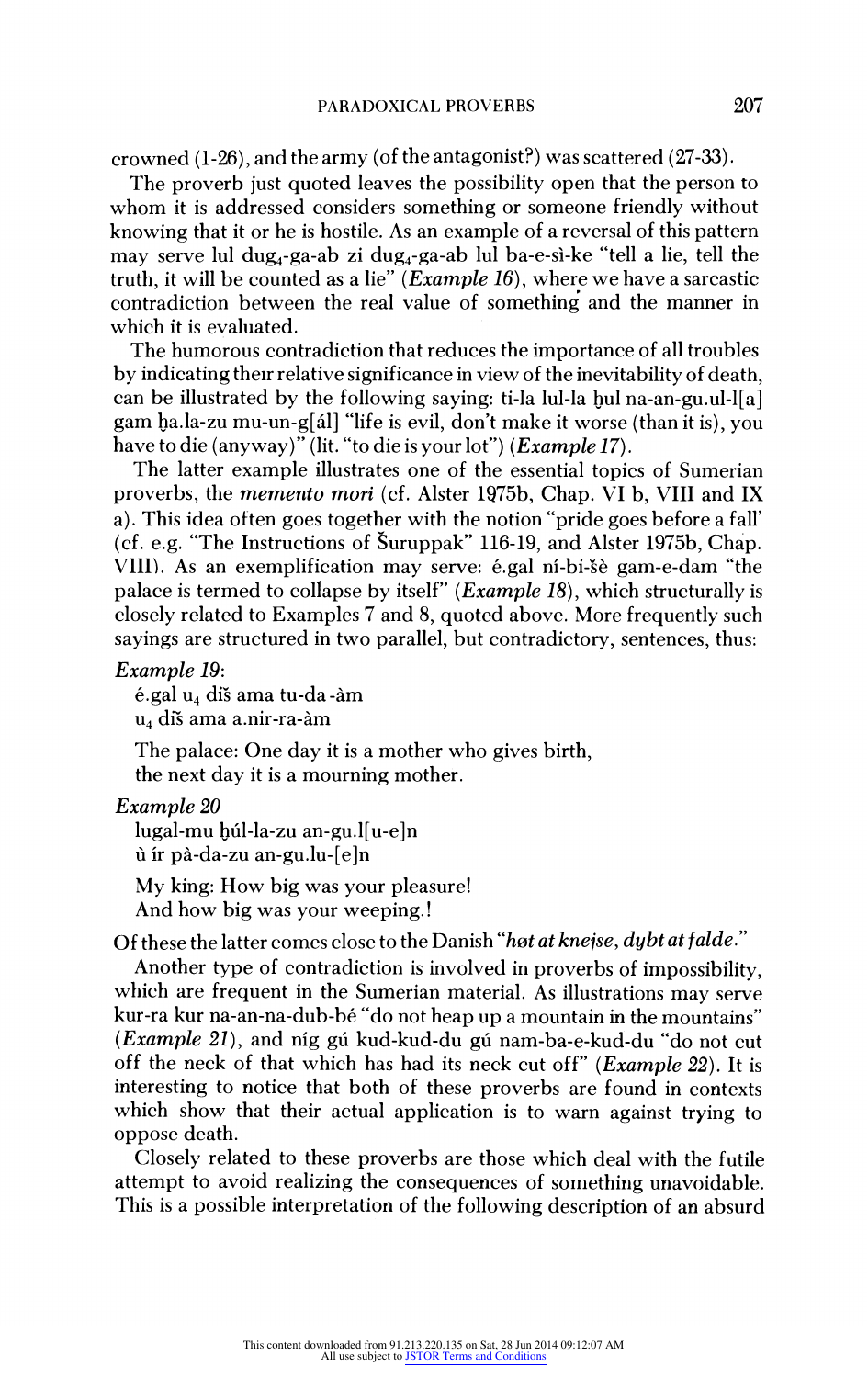crowned (1-26), and the army (of the antagonist?) was scattered (27-33).

The proverb just quoted leaves the possibility open that the person to whom it is addressed considers something or someone friendly without knowing that it or he is hostile. As an example of a reversal of this pattern may serve lul dug$_4$-ga-ab zi dug$_4$-ga-ab lul ba-e-sì-ke "tell a lie, tell the truth, it will be counted as a lie" (*Example 16*), where we have a sarcastic contradiction between the real value of something and the manner in which it is evaluated.

The humorous contradiction that reduces the importance of all troubles by indicating their relative significance in view of the inevitability of death, can be illustrated by the following saying: ti-la lul-la ḫul na-an-gu.ul-l[a] gam ḫa.la-zu mu-un-g[ál] "life is evil, don't make it worse (than it is), you have to die (anyway)" (lit. "to die is your lot") (*Example 17*).

The latter example illustrates one of the essential topics of Sumerian proverbs, the *memento mori* (cf. Alster 1975b, Chap. VI b, VIII and IX a). This idea often goes together with the notion "pride goes before a fall' (cf. e.g. "The Instructions of Šuruppak" 116-19, and Alster 1975b, Chap. VIII). As an exemplification may serve: é.gal ní-bi-šè gam-e-dam "the palace is termed to collapse by itself" (*Example 18*), which structurally is closely related to Examples 7 and 8, quoted above. More frequently such sayings are structured in two parallel, but contradictory, sentences, thus:

*Example 19*:

é.gal u$_4$ diš ama tu-da-àm
u$_4$ diš ama a.nir-ra-àm

The palace: One day it is a mother who gives birth,
the next day it is a mourning mother.

*Example 20*

lugal-mu ḫúl-la-zu an-gu.l[u-e]n
ù ír pà-da-zu an-gu.lu-[e]n

My king: How big was your pleasure!
And how big was your weeping.!

Of these the latter comes close to the Danish "*høt at kneįse, dybt at falde*."

Another type of contradiction is involved in proverbs of impossibility, which are frequent in the Sumerian material. As illustrations may serve kur-ra kur na-an-na-dub-bé "do not heap up a mountain in the mountains" (*Example 21*), and níg gú kud-kud-du gú nam-ba-e-kud-du "do not cut off the neck of that which has had its neck cut off" (*Example 22*). It is interesting to notice that both of these proverbs are found in contexts which show that their actual application is to warn against trying to oppose death.

Closely related to these proverbs are those which deal with the futile attempt to avoid realizing the consequences of something unavoidable. This is a possible interpretation of the following description of an absurd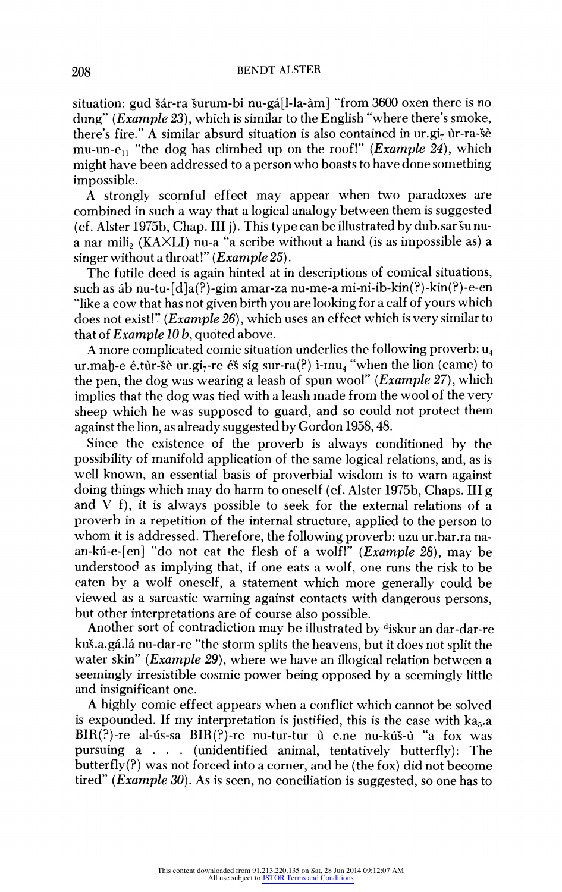situation: gud šár-ra šurum-bi nu-gá[l-la-àm] "from 3600 oxen there is no dung" (*Example 23*), which is similar to the English "where there's smoke, there's fire." A similar absurd situation is also contained in ur.gi$_7$ ùr-ra-šè mu-un-e$_{11}$ "the dog has climbed up on the roof!" (*Example 24*), which might have been addressed to a person who boasts to have done something impossible.

A strongly scornful effect may appear when two paradoxes are combined in such a way that a logical analogy between them is suggested (cf. Alster 1975b, Chap. III j). This type can be illustrated by dub.sar šu nu-a nar mili$_2$ (KA×LI) nu-a "a scribe without a hand (is as impossible as) a singer without a throat!" (*Example 25*).

The futile deed is again hinted at in descriptions of comical situations, such as áb nu-tu-[d]a(?)-gim amar-za nu-me-a mi-ni-ib-kin(?)-kin(?)-e-en "like a cow that has not given birth you are looking for a calf of yours which does not exist!" (*Example 26*), which uses an effect which is very similar to that of *Example 10 b*, quoted above.

A more complicated comic situation underlies the following proverb: u$_4$ ur.maḫ-e é.tùr-šè ur.gi$_7$-re éš síg sur-ra(?) ì-mu$_4$ "when the lion (came) to the pen, the dog was wearing a leash of spun wool" (*Example 27*), which implies that the dog was tied with a leash made from the wool of the very sheep which he was supposed to guard, and so could not protect them against the lion, as already suggested by Gordon 1958, 48.

Since the existence of the proverb is always conditioned by the possibility of manifold application of the same logical relations, and, as is well known, an essential basis of proverbial wisdom is to warn against doing things which may do harm to oneself (cf. Alster 1975b, Chaps. III g and V f), it is always possible to seek for the external relations of a proverb in a repetition of the internal structure, applied to the person to whom it is addressed. Therefore, the following proverb: uzu ur.bar.ra na-an-kú-e-[en] "do not eat the flesh of a wolf!" (*Example 28*), may be understood as implying that, if one eats a wolf, one runs the risk to be eaten by a wolf oneself, a statement which more generally could be viewed as a sarcastic warning against contacts with dangerous persons, but other interpretations are of course also possible.

Another sort of contradiction may be illustrated by $^{d}$iskur an dar-dar-re kuš.a.gá.lá nu-dar-re "the storm splits the heavens, but it does not split the water skin" (*Example 29*), where we have an illogical relation between a seemingly irresistible cosmic power being opposed by a seemingly little and insignificant one.

A highly comic effect appears when a conflict which cannot be solved is expounded. If my interpretation is justified, this is the case with ka$_5$.a BIR(?)-re al-ús-sa BIR(?)-re nu-tur-tur ù e.ne nu-kúš-ù "a fox was pursuing a . . . (unidentified animal, tentatively butterfly): The butterfly(?) was not forced into a corner, and he (the fox) did not become tired" (*Example 30*). As is seen, no conciliation is suggested, so one has to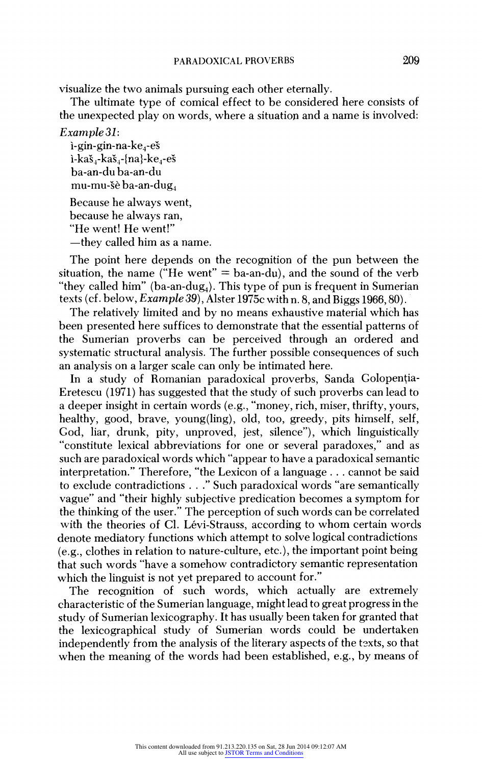visualize the two animals pursuing each other eternally.

The ultimate type of comical effect to be considered here consists of the unexpected play on words, where a situation and a name is involved:

*Example 31*:

ì-gin-gin-na-ke$_4$-eš
ì-kaš$_4$-kaš$_4$-{na}-ke$_4$-eš
ba-an-du ba-an-du
mu-mu-šè ba-an-dug$_4$

Because he always went,
because he always ran,
"He went! He went!"
—they called him as a name.

The point here depends on the recognition of the pun between the situation, the name ("He went" = ba-an-du), and the sound of the verb "they called him" (ba-an-dug$_4$). This type of pun is frequent in Sumerian texts (cf. below, *Example 39*), Alster 1975c with n. 8, and Biggs 1966, 80).

The relatively limited and by no means exhaustive material which has been presented here suffices to demonstrate that the essential patterns of the Sumerian proverbs can be perceived through an ordered and systematic structural analysis. The further possible consequences of such an analysis on a larger scale can only be intimated here.

In a study of Romanian paradoxical proverbs, Sanda Golopenția-Eretescu (1971) has suggested that the study of such proverbs can lead to a deeper insight in certain words (e.g., "money, rich, miser, thrifty, yours, healthy, good, brave, young(ling), old, too, greedy, pits himself, self, God, liar, drunk, pity, unproved, jest, silence"), which linguistically "constitute lexical abbreviations for one or several paradoxes," and as such are paradoxical words which "appear to have a paradoxical semantic interpretation." Therefore, "the Lexicon of a language . . . cannot be said to exclude contradictions . . ." Such paradoxical words "are semantically vague" and "their highly subjective predication becomes a symptom for the thinking of the user." The perception of such words can be correlated with the theories of Cl. Lévi-Strauss, according to whom certain words denote mediatory functions which attempt to solve logical contradictions (e.g., clothes in relation to nature-culture, etc.), the important point being that such words "have a somehow contradictory semantic representation which the linguist is not yet prepared to account for."

The recognition of such words, which actually are extremely characteristic of the Sumerian language, might lead to great progress in the study of Sumerian lexicography. It has usually been taken for granted that the lexicographical study of Sumerian words could be undertaken independently from the analysis of the literary aspects of the texts, so that when the meaning of the words had been established, e.g., by means of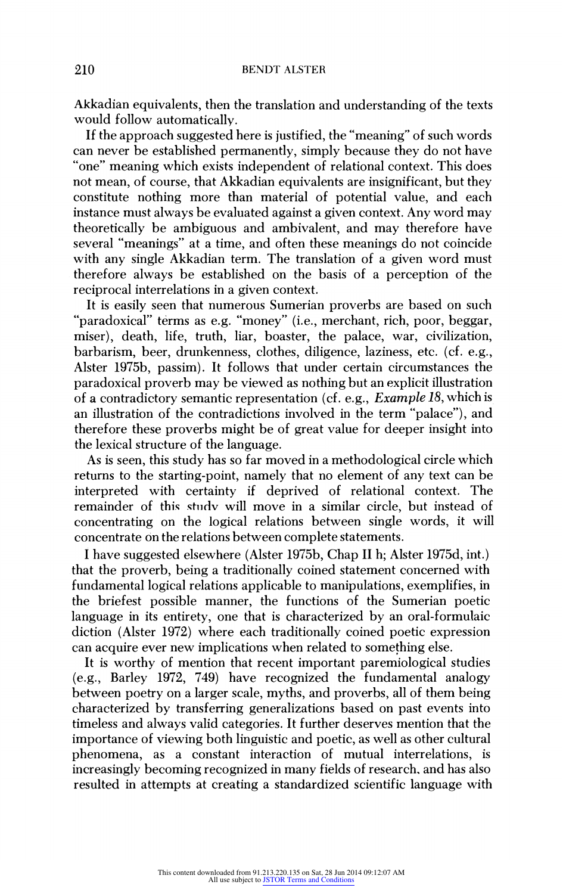Akkadian equivalents, then the translation and understanding of the texts would follow automatically.

If the approach suggested here is justified, the "meaning" of such words can never be established permanently, simply because they do not have "one" meaning which exists independent of relational context. This does not mean, of course, that Akkadian equivalents are insignificant, but they constitute nothing more than material of potential value, and each instance must always be evaluated against a given context. Any word may theoretically be ambiguous and ambivalent, and may therefore have several "meanings" at a time, and often these meanings do not coincide with any single Akkadian term. The translation of a given word must therefore always be established on the basis of a perception of the reciprocal interrelations in a given context.

It is easily seen that numerous Sumerian proverbs are based on such "paradoxical" terms as e.g. "money" (i.e., merchant, rich, poor, beggar, miser), death, life, truth, liar, boaster, the palace, war, civilization, barbarism, beer, drunkenness, clothes, diligence, laziness, etc. (cf. e.g., Alster 1975b, passim). It follows that under certain circumstances the paradoxical proverb may be viewed as nothing but an explicit illustration of a contradictory semantic representation (cf. e.g., *Example 18*, which is an illustration of the contradictions involved in the term "palace"), and therefore these proverbs might be of great value for deeper insight into the lexical structure of the language.

As is seen, this study has so far moved in a methodological circle which returns to the starting-point, namely that no element of any text can be interpreted with certainty if deprived of relational context. The remainder of this study will move in a similar circle, but instead of concentrating on the logical relations between single words, it will concentrate on the relations between complete statements.

I have suggested elsewhere (Alster 1975b, Chap II h; Alster 1975d, int.) that the proverb, being a traditionally coined statement concerned with fundamental logical relations applicable to manipulations, exemplifies, in the briefest possible manner, the functions of the Sumerian poetic language in its entirety, one that is characterized by an oral-formulaic diction (Alster 1972) where each traditionally coined poetic expression can acquire ever new implications when related to something else.

It is worthy of mention that recent important paremiological studies (e.g., Barley 1972, 749) have recognized the fundamental analogy between poetry on a larger scale, myths, and proverbs, all of them being characterized by transferring generalizations based on past events into timeless and always valid categories. It further deserves mention that the importance of viewing both linguistic and poetic, as well as other cultural phenomena, as a constant interaction of mutual interrelations, is increasingly becoming recognized in many fields of research, and has also resulted in attempts at creating a standardized scientific language with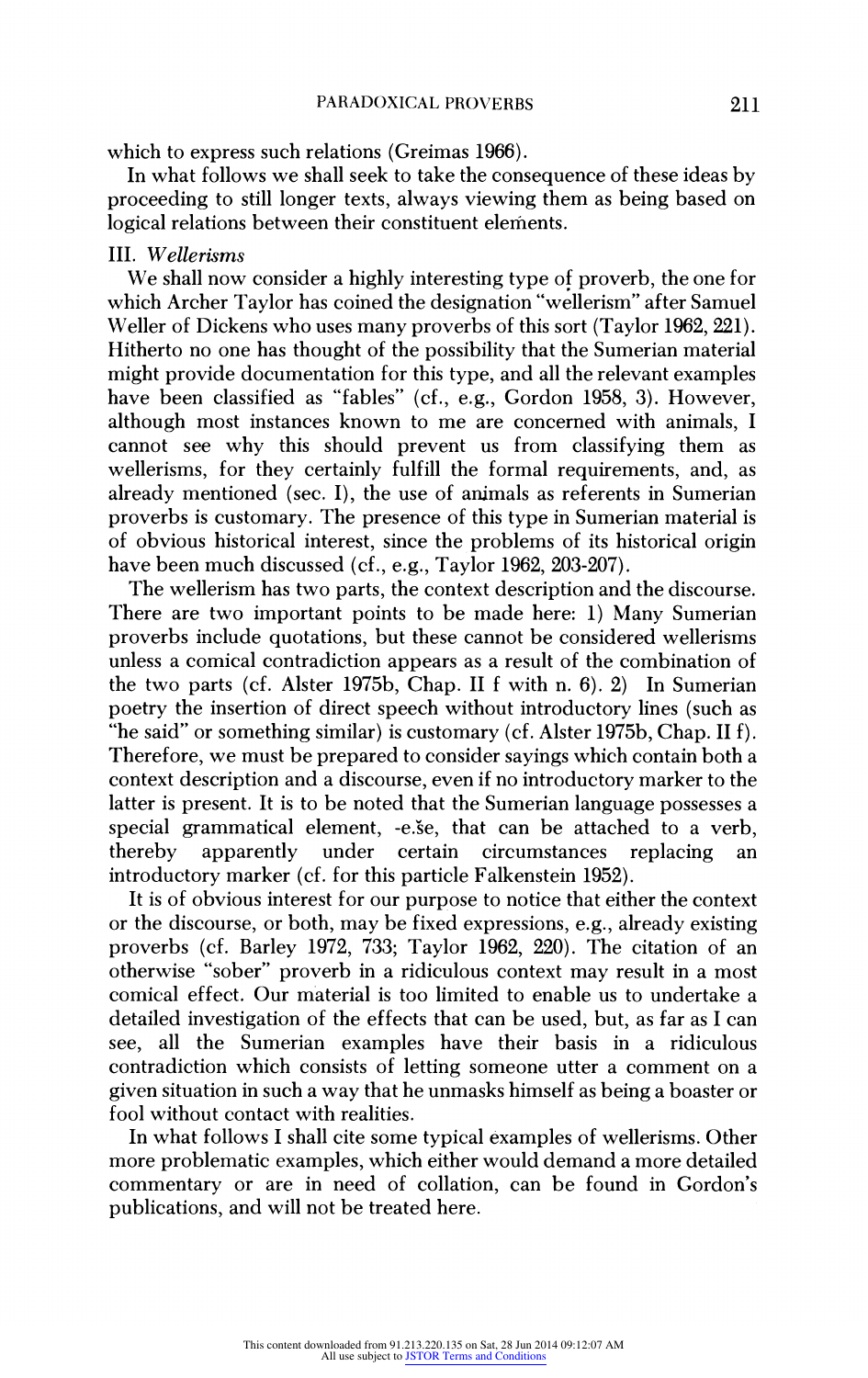which to express such relations (Greimas 1966).

In what follows we shall seek to take the consequence of these ideas by proceeding to still longer texts, always viewing them as being based on logical relations between their constituent elements.

### III. *Wellerisms*

We shall now consider a highly interesting type of proverb, the one for which Archer Taylor has coined the designation "wellerism" after Samuel Weller of Dickens who uses many proverbs of this sort (Taylor 1962, 221). Hitherto no one has thought of the possibility that the Sumerian material might provide documentation for this type, and all the relevant examples have been classified as "fables" (cf., e.g., Gordon 1958, 3). However, although most instances known to me are concerned with animals, I cannot see why this should prevent us from classifying them as wellerisms, for they certainly fulfill the formal requirements, and, as already mentioned (sec. I), the use of animals as referents in Sumerian proverbs is customary. The presence of this type in Sumerian material is of obvious historical interest, since the problems of its historical origin have been much discussed (cf., e.g., Taylor 1962, 203-207).

The wellerism has two parts, the context description and the discourse. There are two important points to be made here: 1) Many Sumerian proverbs include quotations, but these cannot be considered wellerisms unless a comical contradiction appears as a result of the combination of the two parts (cf. Alster 1975b, Chap. II f with n. 6). 2) In Sumerian poetry the insertion of direct speech without introductory lines (such as "he said" or something similar) is customary (cf. Alster 1975b, Chap. II f). Therefore, we must be prepared to consider sayings which contain both a context description and a discourse, even if no introductory marker to the latter is present. It is to be noted that the Sumerian language possesses a special grammatical element, -e.še, that can be attached to a verb, thereby apparently under certain circumstances replacing an introductory marker (cf. for this particle Falkenstein 1952).

It is of obvious interest for our purpose to notice that either the context or the discourse, or both, may be fixed expressions, e.g., already existing proverbs (cf. Barley 1972, 733; Taylor 1962, 220). The citation of an otherwise "sober" proverb in a ridiculous context may result in a most comical effect. Our material is too limited to enable us to undertake a detailed investigation of the effects that can be used, but, as far as I can see, all the Sumerian examples have their basis in a ridiculous contradiction which consists of letting someone utter a comment on a given situation in such a way that he unmasks himself as being a boaster or fool without contact with realities.

In what follows I shall cite some typical examples of wellerisms. Other more problematic examples, which either would demand a more detailed commentary or are in need of collation, can be found in Gordon's publications, and will not be treated here.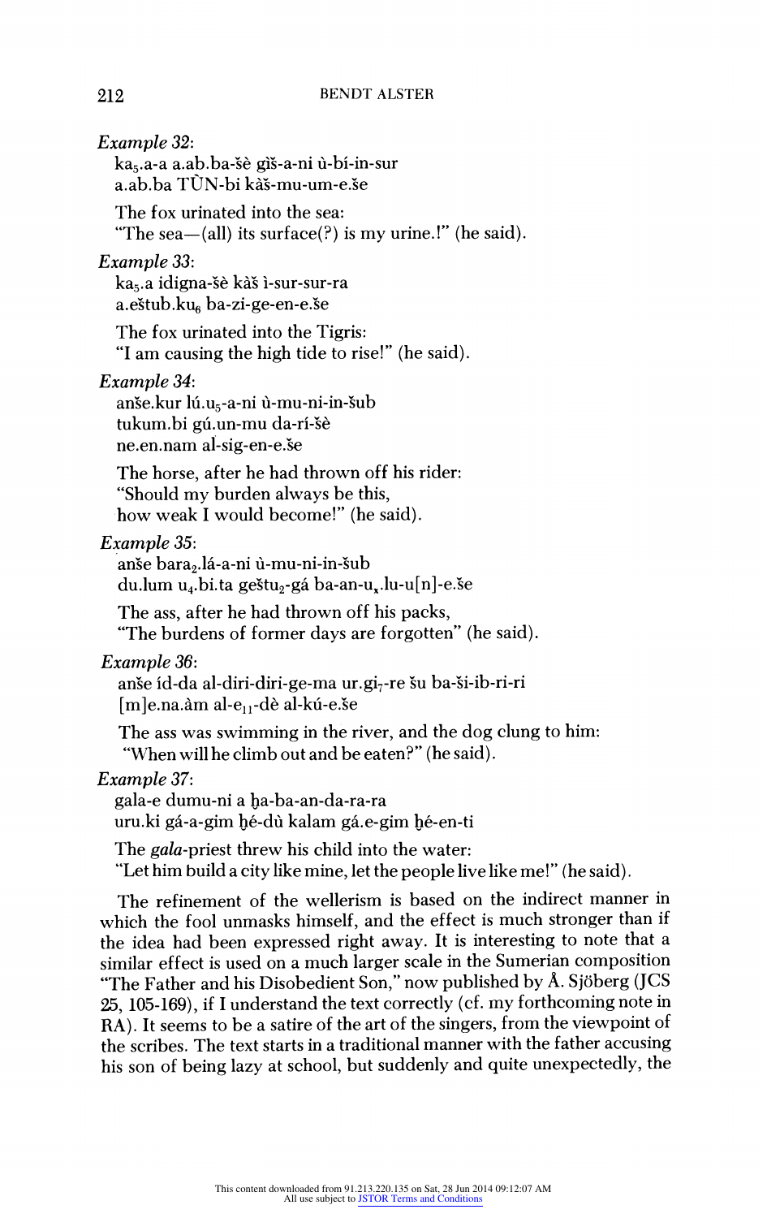*Example 32*:

ka$_5$.a-a a.ab.ba-šè gìš-a-ni ù-bí-in-sur
a.ab.ba TÙN-bi kàš-mu-um-e.še

The fox urinated into the sea:
"The sea—(all) its surface(?) is my urine.!" (he said).

*Example 33*:

ka$_5$.a idigna-šè kàš ì-sur-sur-ra
a.eštub.ku$_6$ ba-zi-ge-en-e.še

The fox urinated into the Tigris:
"I am causing the high tide to rise!" (he said).

*Example 34*:

anše.kur lú.u$_5$-a-ni ù-mu-ni-in-šub
tukum.bi gú.un-mu da-rí-šè
ne.en.nam al-sig-en-e.še

The horse, after he had thrown off his rider:
"Should my burden always be this,
how weak I would become!" (he said).

*Example 35*:

anše bara$_2$.lá-a-ni ù-mu-ni-in-šub
du.lum u$_4$.bi.ta geštu$_2$-gá ba-an-u$_x$.lu-u[n]-e.še

The ass, after he had thrown off his packs,
"The burdens of former days are forgotten" (he said).

*Example 36*:

anše íd-da al-diri-diri-ge-ma ur.gi$_7$-re šu ba-ši-ib-ri-ri
[m]e.na.àm al-e$_{11}$-dè al-kú-e.še

The ass was swimming in the river, and the dog clung to him:
"When will he climb out and be eaten?" (he said).

*Example 37*:

gala-e dumu-ni a ḫa-ba-an-da-ra-ra
uru.ki gá-a-gim ḫé-dù kalam gá.e-gim ḫé-en-ti

The *gala*-priest threw his child into the water:
"Let him build a city like mine, let the people live like me!" (he said).

The refinement of the wellerism is based on the indirect manner in which the fool unmasks himself, and the effect is much stronger than if the idea had been expressed right away. It is interesting to note that a similar effect is used on a much larger scale in the Sumerian composition "The Father and his Disobedient Son," now published by Å. Sjöberg (JCS 25, 105-169), if I understand the text correctly (cf. my forthcoming note in RA). It seems to be a satire of the art of the singers, from the viewpoint of the scribes. The text starts in a traditional manner with the father accusing his son of being lazy at school, but suddenly and quite unexpectedly, the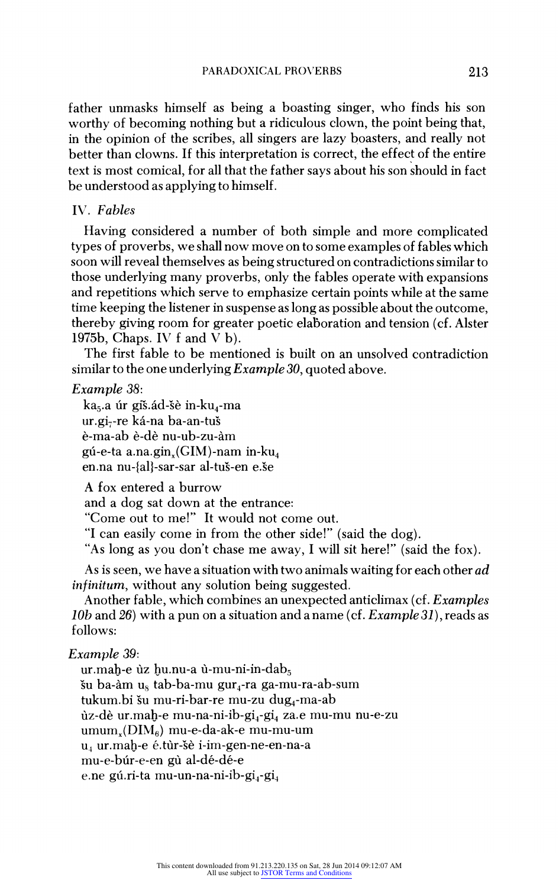father unmasks himself as being a boasting singer, who finds his son worthy of becoming nothing but a ridiculous clown, the point being that, in the opinion of the scribes, all singers are lazy boasters, and really not better than clowns. If this interpretation is correct, the effect of the entire text is most comical, for all that the father says about his son should in fact be understood as applying to himself.

## IV. *Fables*

Having considered a number of both simple and more complicated types of proverbs, we shall now move on to some examples of fables which soon will reveal themselves as being structured on contradictions similar to those underlying many proverbs, only the fables operate with expansions and repetitions which serve to emphasize certain points while at the same time keeping the listener in suspense as long as possible about the outcome, thereby giving room for greater poetic elaboration and tension (cf. Alster 1975b, Chaps. IV f and V b).

The first fable to be mentioned is built on an unsolved contradiction similar to the one underlying *Example 30*, quoted above.

*Example 38*:

ka$_5$.a úr giš.ád-šè in-ku$_4$-ma
ur.gi$_7$-re ká-na ba-an-tuš
è-ma-ab è-dè nu-ub-zu-àm
gú-e-ta a.na.gin$_x$(GIM)-nam in-ku$_4$
en.na nu-{al}-sar-sar al-tuš-en e.še

A fox entered a burrow
and a dog sat down at the entrance:
"Come out to me!" It would not come out.
"I can easily come in from the other side!" (said the dog).
"As long as you don't chase me away, I will sit here!" (said the fox).

As is seen, we have a situation with two animals waiting for each other *ad infinitum*, without any solution being suggested.

Another fable, which combines an unexpected anticlimax (cf. *Examples 10b* and *26*) with a pun on a situation and a name (cf. *Example 31*), reads as follows:

*Example 39*:

ur.maḫ-e ùz ḫu.nu-a ù-mu-ni-in-dab$_5$
šu ba-àm u$_8$ tab-ba-mu gur$_4$-ra ga-mu-ra-ab-sum
tukum.bi šu mu-ri-bar-re mu-zu dug$_4$-ma-ab
ùz-dè ur.maḫ-e mu-na-ni-ib-gi$_4$-gi$_4$ za.e mu-mu nu-e-zu
umum$_x$(DIM$_6$) mu-e-da-ak-e mu-mu-um
u$_4$ ur.maḫ-e é.tùr-šè i-im-gen-ne-en-na-a
mu-e-búr-e-en gù al-dé-dé-e
e.ne gú.ri-ta mu-un-na-ni-ib-gi$_4$-gi$_4$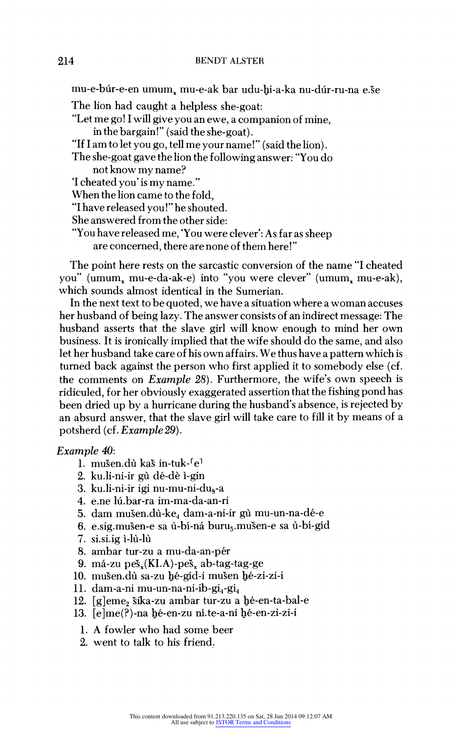mu-e-búr-e-en umum$_x$ mu-e-ak bar udu-ḫi-a-ka nu-dúr-ru-na e.še

The lion had caught a helpless she-goat:
"Let me go! I will give you an ewe, a companion of mine,
  in the bargain!" (said the she-goat).
"If I am to let you go, tell me your name!" (said the lion).
The she-goat gave the lion the following answer: "You do
  not know my name?
'I cheated you' is my name."
When the lion came to the fold,
"I have released you!" he shouted.
She answered from the other side:
"You have released me, 'You were clever': As far as sheep
  are concerned, there are none of them here!"

The point here rests on the sarcastic conversion of the name "I cheated you" (umum$_x$ mu-e-da-ak-e) into "you were clever" (umum$_x$ mu-e-ak), which sounds almost identical in the Sumerian.

In the next text to be quoted, we have a situation where a woman accuses her husband of being lazy. The answer consists of an indirect message: The husband asserts that the slave girl will know enough to mind her own business. It is ironically implied that the wife should do the same, and also let her husband take care of his own affairs. We thus have a pattern which is turned back against the person who first applied it to somebody else (cf. the comments on *Example 28*). Furthermore, the wife's own speech is ridiculed, for her obviously exaggerated assertion that the fishing pond has been dried up by a hurricane during the husband's absence, is rejected by an absurd answer, that the slave girl will take care to fill it by means of a potsherd (cf. *Example 29*).

*Example 40*:

1. mušen.dù kaš in-tuk-⌜e⌝
2. ku.li-ni-ir gù dé-dè ì-gin
3. ku.li-ni-ir igi nu-mu-ni-du$_8$-a
4. e.ne lú.bar-ra im-ma-da-an-ri
5. dam mušen.dù-ke$_4$ dam-a-ni-ir gù mu-un-na-dé-e
6. e.sig.mušen-e sa ù-bí-ná buru$_5$.mušen-e sa ù-bí-gíd
7. si.si.ig ì-lù-lù
8. ambar tur-zu a mu-da-an-pér
9. má-zu peš$_x$(KI.A)-peš$_x$ ab-tag-tag-ge
10. mušen.dù sa-zu ḫé-gíd-i mušen ḫé-zi-zi-i
11. dam-a-ni mu-un-na-ni-ib-gi$_4$-gi$_4$
12. [g]eme$_2$ šika-zu ambar tur-zu a ḫé-en-ta-bal-e
13. [e]me(?)-na ḫé-en-zu ní.te-a-ni ḫé-en-zi-zi-i

1. A fowler who had some beer
2. went to talk to his friend.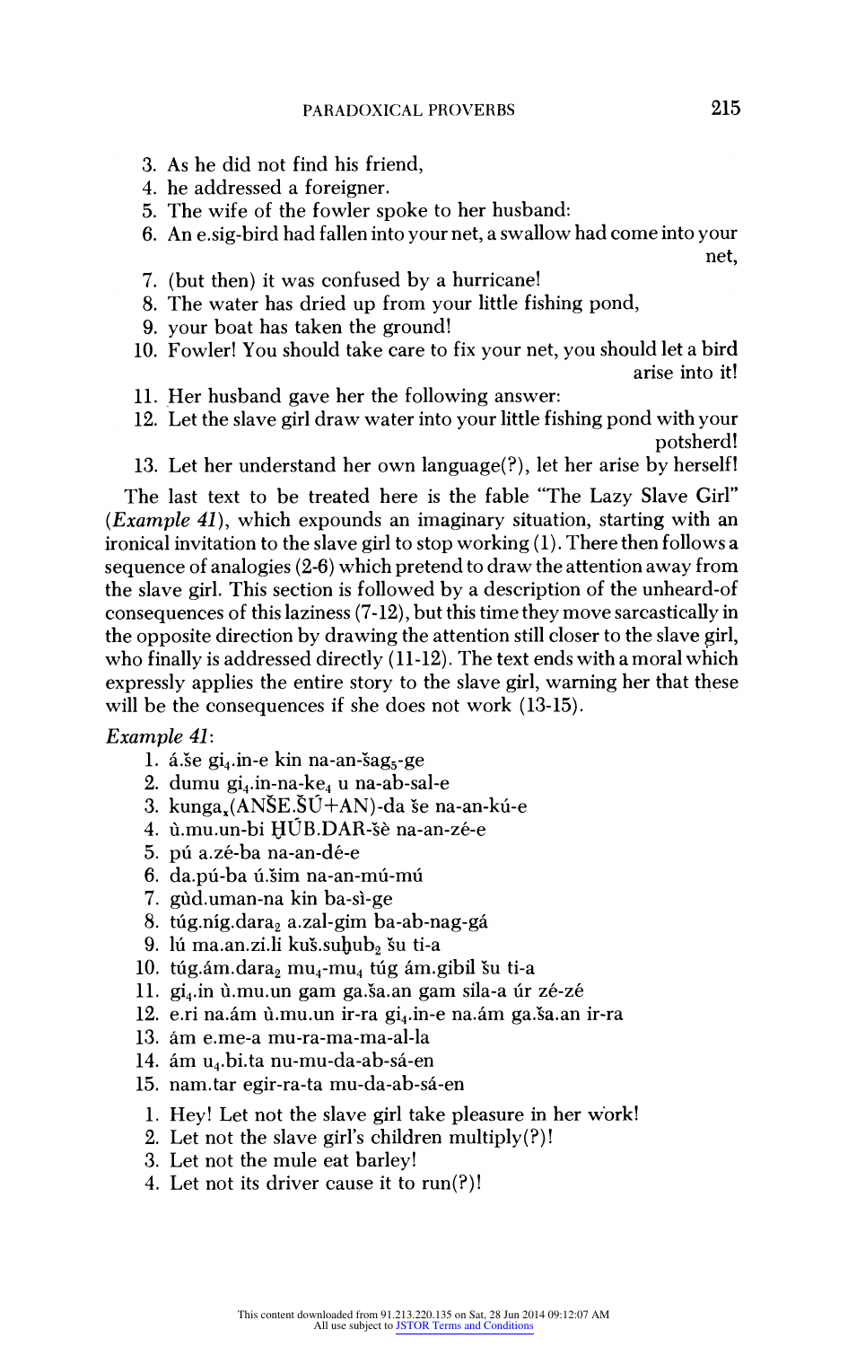3. As he did not find his friend,
4. he addressed a foreigner.
5. The wife of the fowler spoke to her husband:
6. An e.sig-bird had fallen into your net, a swallow had come into your net,
7. (but then) it was confused by a hurricane!
8. The water has dried up from your little fishing pond,
9. your boat has taken the ground!
10. Fowler! You should take care to fix your net, you should let a bird arise into it!
11. Her husband gave her the following answer:
12. Let the slave girl draw water into your little fishing pond with your potsherd!
13. Let her understand her own language(?), let her arise by herself!

The last text to be treated here is the fable "The Lazy Slave Girl" (*Example 41*), which expounds an imaginary situation, starting with an ironical invitation to the slave girl to stop working (1). There then follows a sequence of analogies (2-6) which pretend to draw the attention away from the slave girl. This section is followed by a description of the unheard-of consequences of this laziness (7-12), but this time they move sarcastically in the opposite direction by drawing the attention still closer to the slave girl, who finally is addressed directly (11-12). The text ends with a moral which expressly applies the entire story to the slave girl, warning her that these will be the consequences if she does not work (13-15).

*Example 41*:

1. á.še $gi_4$.in-e kin na-an-$šag_5$-ge
2. dumu $gi_4$.in-na-$ke_4$ u na-ab-sal-e
3. $kunga_x$(ANŠE.ŠÚ+AN)-da še na-an-kú-e
4. ù.mu.un-bi ḪÚB.DAR-šè na-an-zé-e
5. pú a.zé-ba na-an-dé-e
6. da.pú-ba ú.šim na-an-mú-mú
7. gùd.uman-na kin ba-sì-ge
8. túg.níg.$dara_2$ a.zal-gim ba-ab-nag-gá
9. lú ma.an.zi.li kuš.$suḫub_2$ šu ti-a
10. túg.ám.$dara_2$ $mu_4$-$mu_4$ túg ám.gibil šu ti-a
11. $gi_4$.in ù.mu.un gam ga.ša.an gam sila-a úr zé-zé
12. e.ri na.ám ù.mu.un ir-ra $gi_4$.in-e na.ám ga.ša.an ir-ra
13. ám e.me-a mu-ra-ma-ma-al-la
14. ám $u_4$.bi.ta nu-mu-da-ab-sá-en
15. nam.tar egir-ra-ta mu-da-ab-sá-en

1. Hey! Let not the slave girl take pleasure in her work!
2. Let not the slave girl's children multiply(?)!
3. Let not the mule eat barley!
4. Let not its driver cause it to run(?)!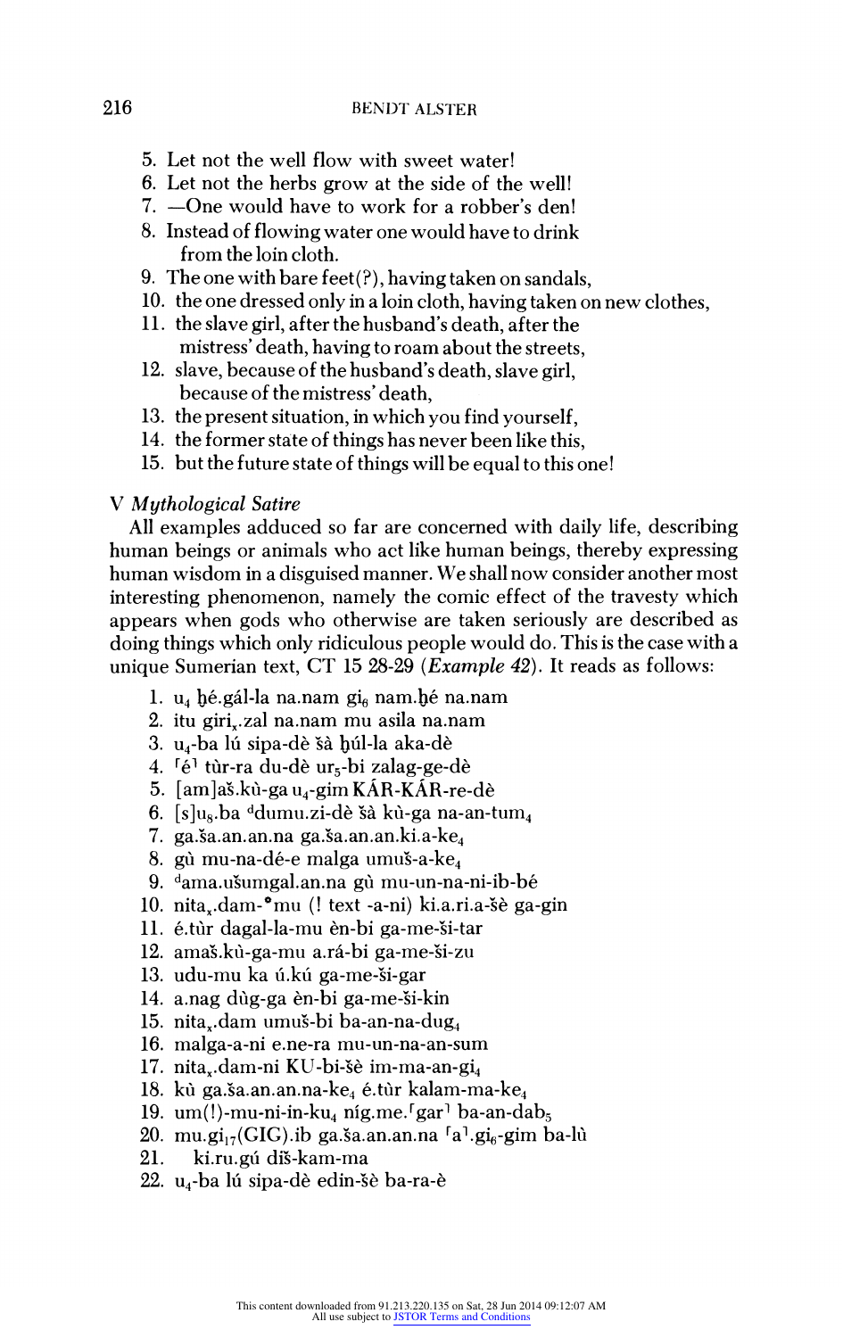5. Let not the well flow with sweet water!
6. Let not the herbs grow at the side of the well!
7. —One would have to work for a robber's den!
8. Instead of flowing water one would have to drink from the loin cloth.
9. The one with bare feet(?), having taken on sandals,
10. the one dressed only in a loin cloth, having taken on new clothes,
11. the slave girl, after the husband's death, after the mistress' death, having to roam about the streets,
12. slave, because of the husband's death, slave girl, because of the mistress' death,
13. the present situation, in which you find yourself,
14. the former state of things has never been like this,
15. but the future state of things will be equal to this one!

### V *Mythological Satire*

All examples adduced so far are concerned with daily life, describing human beings or animals who act like human beings, thereby expressing human wisdom in a disguised manner. We shall now consider another most interesting phenomenon, namely the comic effect of the travesty which appears when gods who otherwise are taken seriously are described as doing things which only ridiculous people would do. This is the case with a unique Sumerian text, CT 15 28-29 (*Example 42*). It reads as follows:

1. $u_4$ ḫé.gál-la na.nam $gi_6$ nam.ḫé na.nam
2. itu $giri_x$.zal na.nam mu asila na.nam
3. $u_4$-ba lú sipa-dè šà ḫúl-la aka-dè
4. ⌜é⌝ tùr-ra du-dè $ur_5$-bi zalag-ge-dè
5. [am]aš.kù-ga $u_4$-gim KÁR-KÁR-re-dè
6. [s]$u_8$.ba ᵈdumu.zi-dè šà kù-ga na-an-$tum_4$
7. ga.ša.an.an.na ga.ša.an.an.ki.a-$ke_4$
8. gù mu-na-dé-e malga umuš-a-$ke_4$
9. ᵈama.ušumgal.an.na gù mu-un-na-ni-ib-bé
10. $nita_x$.dam-°mu (! text -a-ni) ki.a.ri.a-šè ga-gin
11. é.tùr dagal-la-mu èn-bi ga-me-ši-tar
12. amaš.kù-ga-mu a.rá-bi ga-me-ši-zu
13. udu-mu ka ú.kú ga-me-ši-gar
14. a.nag dùg-ga èn-bi ga-me-ši-kin
15. $nita_x$.dam umuš-bi ba-an-na-$dug_4$
16. malga-a-ni e.ne-ra mu-un-na-an-sum
17. $nita_x$.dam-ni KU-bi-šè im-ma-an-$gi_4$
18. kù ga.ša.an.an.na-$ke_4$ é.tùr kalam-ma-$ke_4$
19. um(!)-mu-ni-in-$ku_4$ níg.me.⌜gar⌝ ba-an-$dab_5$
20. $mu.gi_{17}$(GIG).ib ga.ša.an.an.na ⌜a⌝.$gi_6$-gim ba-lù
21. ki.ru.gú diš-kam-ma
22. $u_4$-ba lú sipa-dè edin-šè ba-ra-è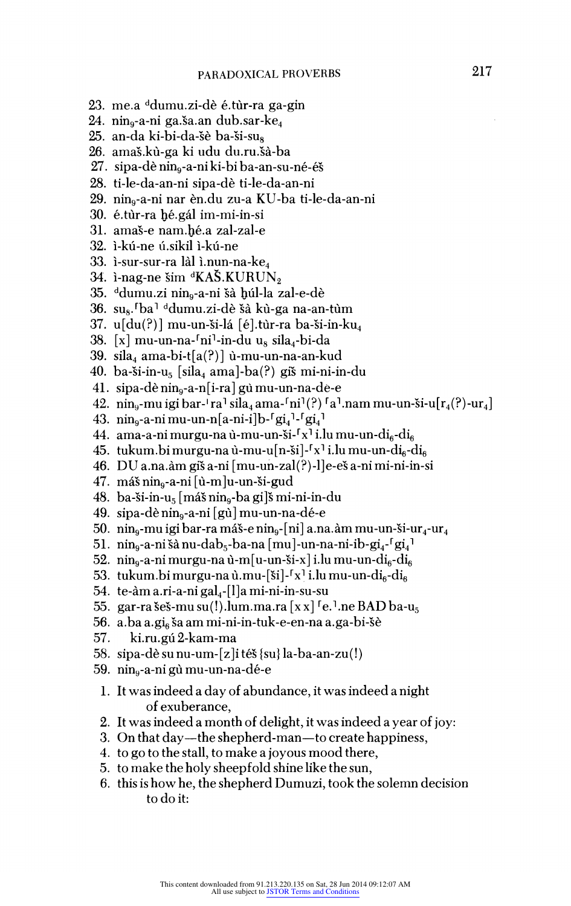23. me.a ᵈdumu.zi-dè é.tùr-ra ga-gin
24. nin₉-a-ni ga.ša.an dub.sar-ke₄
25. an-da ki-bi-da-šè ba-ši-su₈
26. amaš.kù-ga ki udu du.ru.šà-ba
27. sipa-dè nin₉-a-ni ki-bi ba-an-su-né-éš
28. ti-le-da-an-ni sipa-dè ti-le-da-an-ni
29. nin₉-a-ni nar èn.du zu-a KU-ba ti-le-da-an-ni
30. é.tùr-ra ḫé.gál im-mi-in-si
31. amaš-e nam.ḫé.a zal-zal-e
32. ì-kú-ne ú.sikil ì-kú-ne
33. ì-sur-sur-ra làl ì.nun-na-ke₄
34. ì-nag-ne šim ᵈKAŠ.KURUN₂
35. ᵈdumu.zi nin₉-a-ni šà ḫúl-la zal-e-dè
36. su₈.⌈ba⌉ ᵈdumu.zi-dè šà kù-ga na-an-tùm
37. u[du(?)] mu-un-ši-lá [é].tùr-ra ba-ši-in-ku₄
38. [x] mu-un-na-⌈ni⌉-in-du u₈ sila₄-bi-da
39. sila₄ ama-bi-t[a(?)] ù-mu-un-na-an-kud
40. ba-ši-in-u₅ [sila₄ ama]-ba(?) giš mi-ni-in-du
41. sipa-dè nin₉-a-n[i-ra] gù mu-un-na-dé-e
42. nin₉-mu igi bar-⌈ra⌉ sila₄ ama-⌈ni⌉(?) ⌈a⌉.nam mu-un-ši-u[r₄(?)-ur₄]
43. nin₉-a-ni mu-un-n[a-ni-i]b-⌈gi₄⌉-⌈gi₄⌉
44. ama-a-ni murgu-na ù-mu-un-ši-⌈x⌉ i.lu mu-un-di₆-di₆
45. tukum.bi murgu-na ù-mu-u[n-ši]-⌈x⌉ i.lu mu-un-di₆-di₆
46. DU a.na.àm giš a-ni [mu-un-zal(?)-l]e-eš a-ni mi-ni-in-si
47. máš nin₉-a-ni [ù-m]u-un-ši-gud
48. ba-ši-in-u₅ [máš nin₉-ba gi]š mi-ni-in-du
49. sipa-dè nin₉-a-ni [gù] mu-un-na-dé-e
50. nin₉-mu igi bar-ra máš-e nin₉-[ni] a.na.àm mu-un-ši-ur₄-ur₄
51. nin₉-a-ni šà nu-dab₅-ba-na [mu]-un-na-ni-ib-gi₄-⌈gi₄⌉
52. nin₉-a-ni murgu-na ù-m[u-un-ši-x] i.lu mu-un-di₆-di₆
53. tukum.bi murgu-na ù.mu-[ši]-⌈x⌉ i.lu mu-un-di₆-di₆
54. te-àm a.ri-a-ni gal₄-[l]a mi-ni-in-su-su
55. gar-ra šeš-mu su(!).lum.ma.ra [x x] ⌈e.⌉.ne BAD ba-u₅
56. a.ba a.gi₆ ša am mi-ni-in-tuk-e-en-na a.ga-bi-šè
57. ki.ru.gú 2-kam-ma
58. sipa-dè su nu-um-[z]i téš {su} la-ba-an-zu(!)
59. nin₉-a-ni gù mu-un-na-dé-e

1. It was indeed a day of abundance, it was indeed a night of exuberance,
2. It was indeed a month of delight, it was indeed a year of joy:
3. On that day—the shepherd-man—to create happiness,
4. to go to the stall, to make a joyous mood there,
5. to make the holy sheepfold shine like the sun,
6. this is how he, the shepherd Dumuzi, took the solemn decision to do it: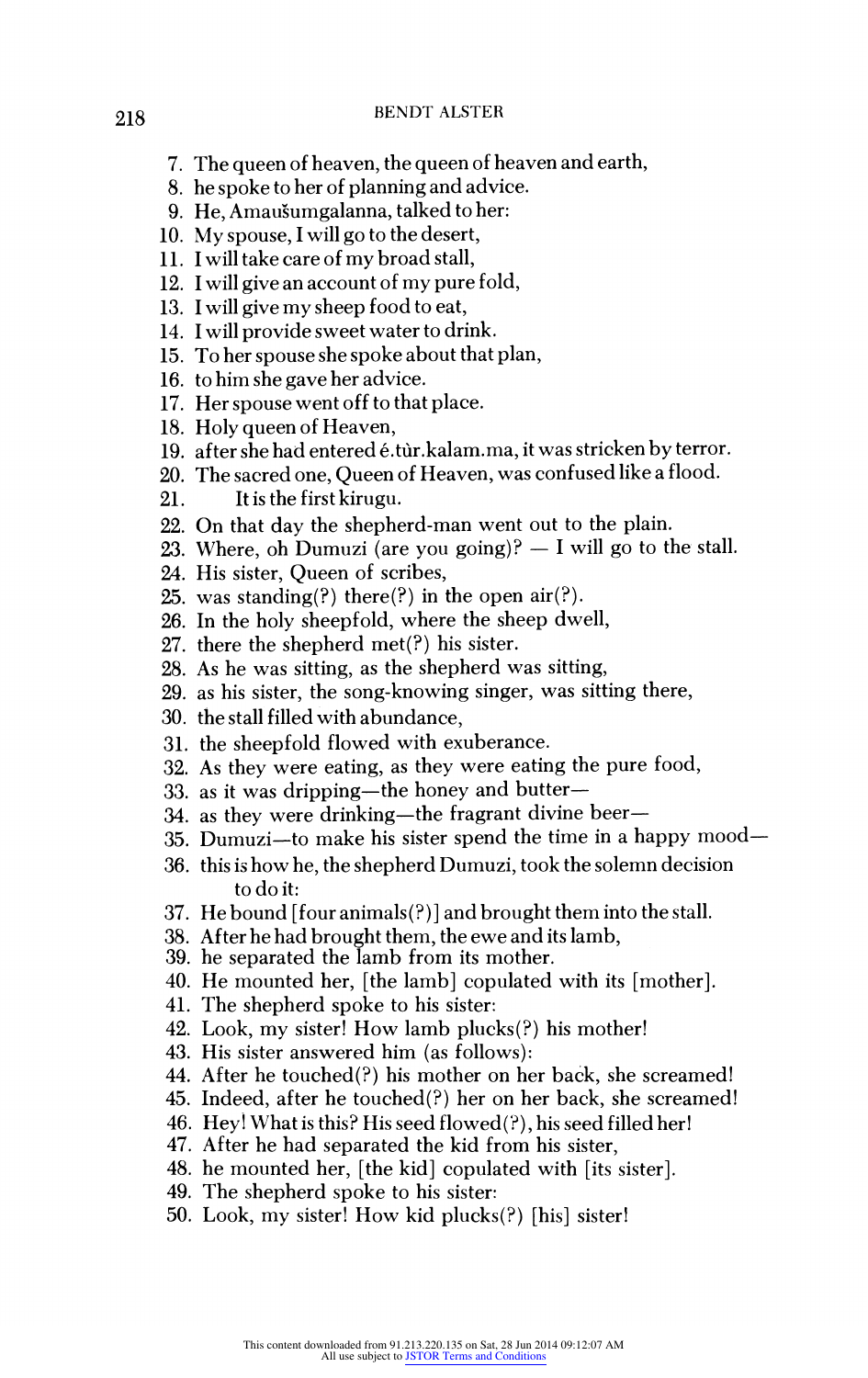7. The queen of heaven, the queen of heaven and earth,
8. he spoke to her of planning and advice.
9. He, Amaušumgalanna, talked to her:
10. My spouse, I will go to the desert,
11. I will take care of my broad stall,
12. I will give an account of my pure fold,
13. I will give my sheep food to eat,
14. I will provide sweet water to drink.
15. To her spouse she spoke about that plan,
16. to him she gave her advice.
17. Her spouse went off to that place.
18. Holy queen of Heaven,
19. after she had entered é.tùr.kalam.ma, it was stricken by terror.
20. The sacred one, Queen of Heaven, was confused like a flood.
21. It is the first kirugu.
22. On that day the shepherd-man went out to the plain.
23. Where, oh Dumuzi (are you going)? — I will go to the stall.
24. His sister, Queen of scribes,
25. was standing(?) there(?) in the open air(?).
26. In the holy sheepfold, where the sheep dwell,
27. there the shepherd met(?) his sister.
28. As he was sitting, as the shepherd was sitting,
29. as his sister, the song-knowing singer, was sitting there,
30. the stall filled with abundance,
31. the sheepfold flowed with exuberance.
32. As they were eating, as they were eating the pure food,
33. as it was dripping—the honey and butter—
34. as they were drinking—the fragrant divine beer—
35. Dumuzi—to make his sister spend the time in a happy mood—
36. this is how he, the shepherd Dumuzi, took the solemn decision to do it:
37. He bound [four animals(?)] and brought them into the stall.
38. After he had brought them, the ewe and its lamb,
39. he separated the lamb from its mother.
40. He mounted her, [the lamb] copulated with its [mother].
41. The shepherd spoke to his sister:
42. Look, my sister! How lamb plucks(?) his mother!
43. His sister answered him (as follows):
44. After he touched(?) his mother on her back, she screamed!
45. Indeed, after he touched(?) her on her back, she screamed!
46. Hey! What is this? His seed flowed(?), his seed filled her!
47. After he had separated the kid from his sister,
48. he mounted her, [the kid] copulated with [its sister].
49. The shepherd spoke to his sister:
50. Look, my sister! How kid plucks(?) [his] sister!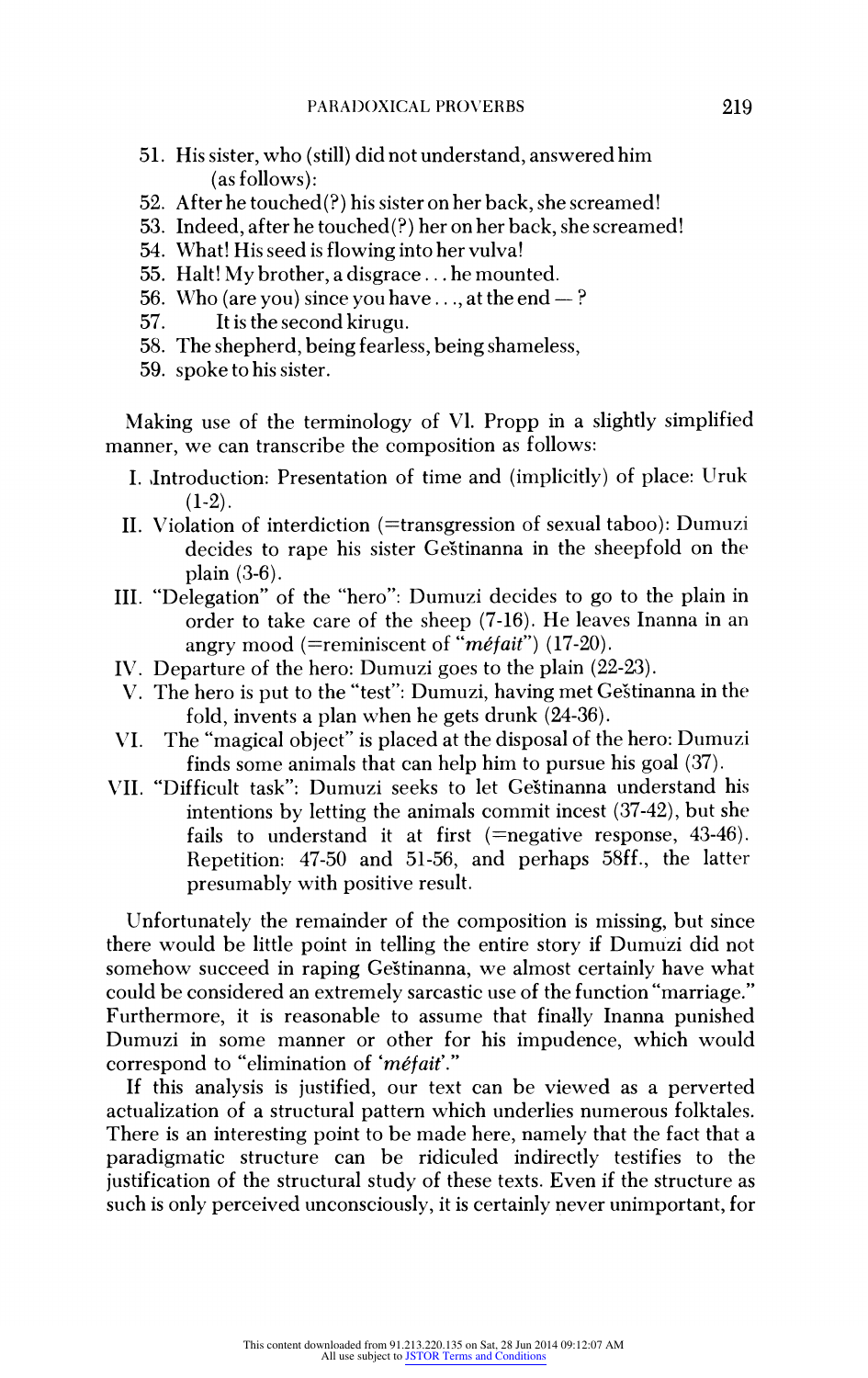51. His sister, who (still) did not understand, answered him (as follows):
52. After he touched(?) his sister on her back, she screamed!
53. Indeed, after he touched(?) her on her back, she screamed!
54. What! His seed is flowing into her vulva!
55. Halt! My brother, a disgrace . . . he mounted.
56. Who (are you) since you have . . ., at the end — ?
57. It is the second kirugu.
58. The shepherd, being fearless, being shameless,
59. spoke to his sister.

Making use of the terminology of Vl. Propp in a slightly simplified manner, we can transcribe the composition as follows:

I. Introduction: Presentation of time and (implicitly) of place: Uruk (1-2).
II. Violation of interdiction (=transgression of sexual taboo): Dumuzi decides to rape his sister Geštinanna in the sheepfold on the plain (3-6).
III. "Delegation" of the "hero": Dumuzi decides to go to the plain in order to take care of the sheep (7-16). He leaves Inanna in an angry mood (=reminiscent of "*méfait*") (17-20).
IV. Departure of the hero: Dumuzi goes to the plain (22-23).
V. The hero is put to the "test": Dumuzi, having met Geštinanna in the fold, invents a plan when he gets drunk (24-36).
VI. The "magical object" is placed at the disposal of the hero: Dumuzi finds some animals that can help him to pursue his goal (37).
VII. "Difficult task": Dumuzi seeks to let Geštinanna understand his intentions by letting the animals commit incest (37-42), but she fails to understand it at first (=negative response, 43-46). Repetition: 47-50 and 51-56, and perhaps 58ff., the latter presumably with positive result.

Unfortunately the remainder of the composition is missing, but since there would be little point in telling the entire story if Dumuzi did not somehow succeed in raping Geštinanna, we almost certainly have what could be considered an extremely sarcastic use of the function "marriage." Furthermore, it is reasonable to assume that finally Inanna punished Dumuzi in some manner or other for his impudence, which would correspond to "elimination of '*méfait*'."

If this analysis is justified, our text can be viewed as a perverted actualization of a structural pattern which underlies numerous folktales. There is an interesting point to be made here, namely that the fact that a paradigmatic structure can be ridiculed indirectly testifies to the justification of the structural study of these texts. Even if the structure as such is only perceived unconsciously, it is certainly never unimportant, for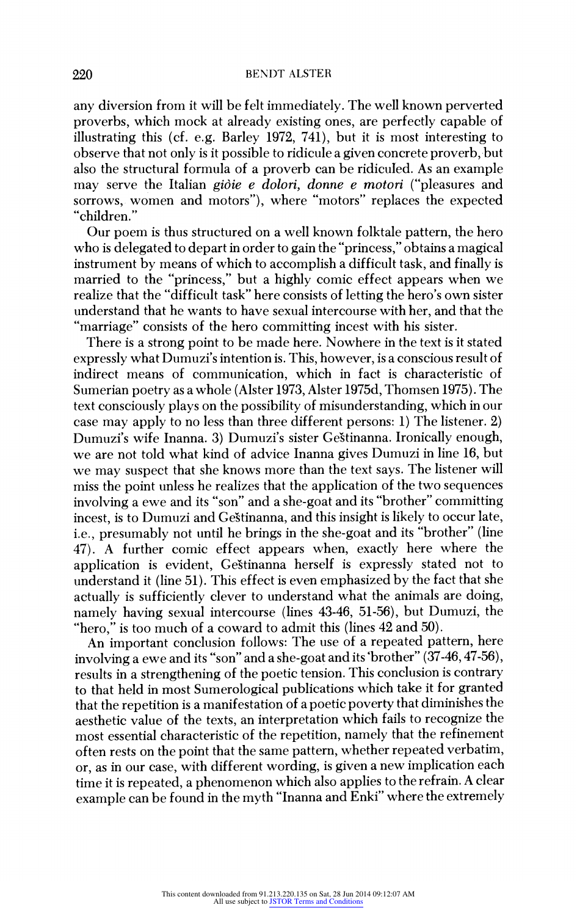any diversion from it will be felt immediately. The well known perverted proverbs, which mock at already existing ones, are perfectly capable of illustrating this (cf. e.g. Barley 1972, 741), but it is most interesting to observe that not only is it possible to ridicule a given concrete proverb, but also the structural formula of a proverb can be ridiculed. As an example may serve the Italian *giòie e dolori, donne e motori* ("pleasures and sorrows, women and motors"), where "motors" replaces the expected "children."

Our poem is thus structured on a well known folktale pattern, the hero who is delegated to depart in order to gain the "princess," obtains a magical instrument by means of which to accomplish a difficult task, and finally is married to the "princess," but a highly comic effect appears when we realize that the "difficult task" here consists of letting the hero's own sister understand that he wants to have sexual intercourse with her, and that the "marriage" consists of the hero committing incest with his sister.

There is a strong point to be made here. Nowhere in the text is it stated expressly what Dumuzi's intention is. This, however, is a conscious result of indirect means of communication, which in fact is characteristic of Sumerian poetry as a whole (Alster 1973, Alster 1975d, Thomsen 1975). The text consciously plays on the possibility of misunderstanding, which in our case may apply to no less than three different persons: 1) The listener. 2) Dumuzi's wife Inanna. 3) Dumuzi's sister Geštinanna. Ironically enough, we are not told what kind of advice Inanna gives Dumuzi in line 16, but we may suspect that she knows more than the text says. The listener will miss the point unless he realizes that the application of the two sequences involving a ewe and its "son" and a she-goat and its "brother" committing incest, is to Dumuzi and Geštinanna, and this insight is likely to occur late, i.e., presumably not until he brings in the she-goat and its "brother" (line 47). A further comic effect appears when, exactly here where the application is evident, Geštinanna herself is expressly stated not to understand it (line 51). This effect is even emphasized by the fact that she actually is sufficiently clever to understand what the animals are doing, namely having sexual intercourse (lines 43-46, 51-56), but Dumuzi, the "hero," is too much of a coward to admit this (lines 42 and 50).

An important conclusion follows: The use of a repeated pattern, here involving a ewe and its "son" and a she-goat and its 'brother" (37-46, 47-56), results in a strengthening of the poetic tension. This conclusion is contrary to that held in most Sumerological publications which take it for granted that the repetition is a manifestation of a poetic poverty that diminishes the aesthetic value of the texts, an interpretation which fails to recognize the most essential characteristic of the repetition, namely that the refinement often rests on the point that the same pattern, whether repeated verbatim, or, as in our case, with different wording, is given a new implication each time it is repeated, a phenomenon which also applies to the refrain. A clear example can be found in the myth "Inanna and Enki" where the extremely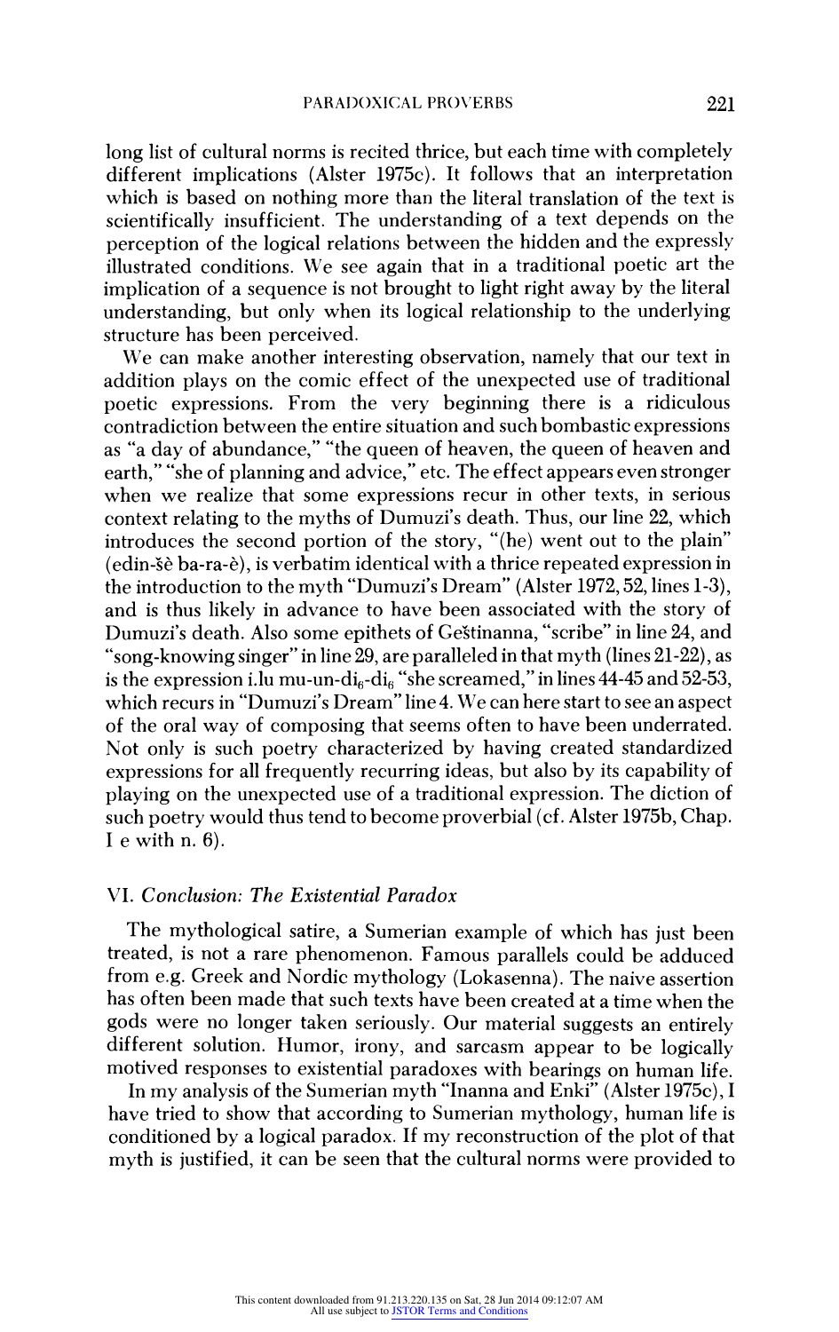long list of cultural norms is recited thrice, but each time with completely different implications (Alster 1975c). It follows that an interpretation which is based on nothing more than the literal translation of the text is scientifically insufficient. The understanding of a text depends on the perception of the logical relations between the hidden and the expressly illustrated conditions. We see again that in a traditional poetic art the implication of a sequence is not brought to light right away by the literal understanding, but only when its logical relationship to the underlying structure has been perceived.

We can make another interesting observation, namely that our text in addition plays on the comic effect of the unexpected use of traditional poetic expressions. From the very beginning there is a ridiculous contradiction between the entire situation and such bombastic expressions as "a day of abundance," "the queen of heaven, the queen of heaven and earth," "she of planning and advice," etc. The effect appears even stronger when we realize that some expressions recur in other texts, in serious context relating to the myths of Dumuzi's death. Thus, our line 22, which introduces the second portion of the story, "(he) went out to the plain" (edin-šè ba-ra-è), is verbatim identical with a thrice repeated expression in the introduction to the myth "Dumuzi's Dream" (Alster 1972, 52, lines 1-3), and is thus likely in advance to have been associated with the story of Dumuzi's death. Also some epithets of Geštinanna, "scribe" in line 24, and "song-knowing singer" in line 29, are paralleled in that myth (lines 21-22), as is the expression i.lu mu-un-di$_6$-di$_6$ "she screamed," in lines 44-45 and 52-53, which recurs in "Dumuzi's Dream" line 4. We can here start to see an aspect of the oral way of composing that seems often to have been underrated. Not only is such poetry characterized by having created standardized expressions for all frequently recurring ideas, but also by its capability of playing on the unexpected use of a traditional expression. The diction of such poetry would thus tend to become proverbial (cf. Alster 1975b, Chap. I e with n. 6).

## VI. *Conclusion: The Existential Paradox*

The mythological satire, a Sumerian example of which has just been treated, is not a rare phenomenon. Famous parallels could be adduced from e.g. Greek and Nordic mythology (Lokasenna). The naive assertion has often been made that such texts have been created at a time when the gods were no longer taken seriously. Our material suggests an entirely different solution. Humor, irony, and sarcasm appear to be logically motived responses to existential paradoxes with bearings on human life.

In my analysis of the Sumerian myth "Inanna and Enki" (Alster 1975c), I have tried to show that according to Sumerian mythology, human life is conditioned by a logical paradox. If my reconstruction of the plot of that myth is justified, it can be seen that the cultural norms were provided to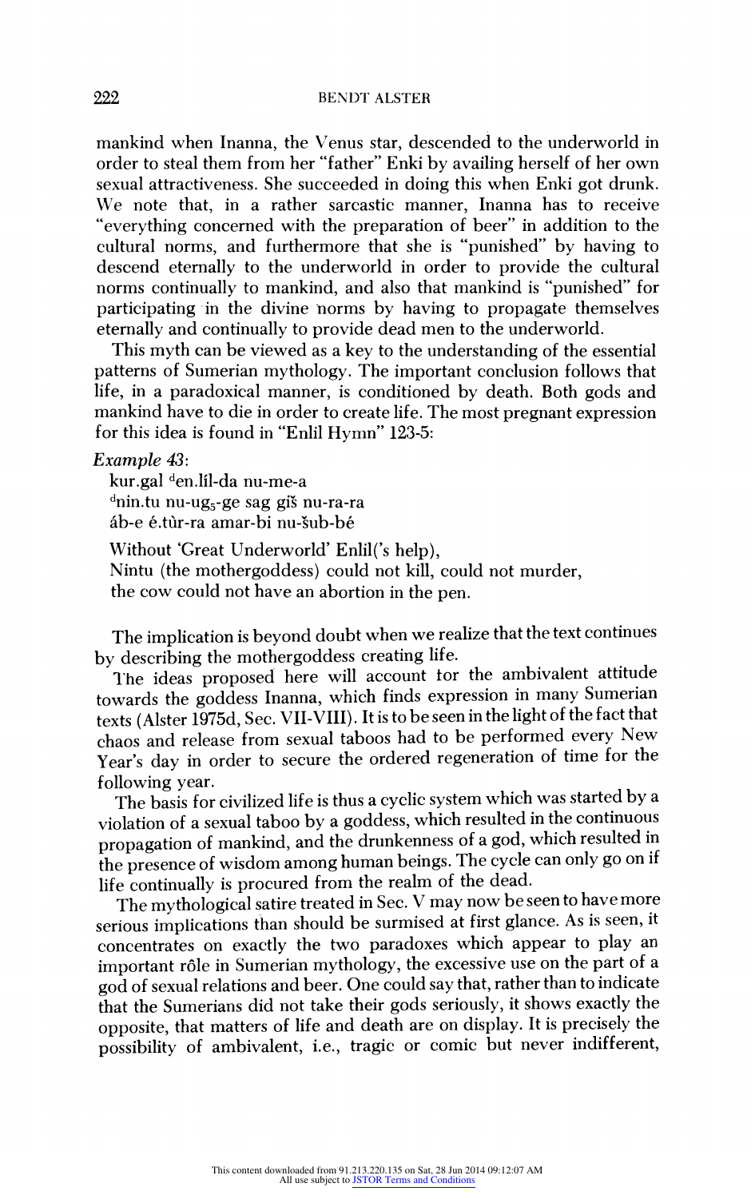mankind when Inanna, the Venus star, descended to the underworld in order to steal them from her "father" Enki by availing herself of her own sexual attractiveness. She succeeded in doing this when Enki got drunk. We note that, in a rather sarcastic manner, Inanna has to receive "everything concerned with the preparation of beer" in addition to the cultural norms, and furthermore that she is "punished" by having to descend eternally to the underworld in order to provide the cultural norms continually to mankind, and also that mankind is "punished" for participating in the divine norms by having to propagate themselves eternally and continually to provide dead men to the underworld.

This myth can be viewed as a key to the understanding of the essential patterns of Sumerian mythology. The important conclusion follows that life, in a paradoxical manner, is conditioned by death. Both gods and mankind have to die in order to create life. The most pregnant expression for this idea is found in "Enlil Hymn" 123-5:

*Example 43*:

kur.gal ᵈen.líl-da nu-me-a
ᵈnin.tu nu-ug$_5$-ge sag giš nu-ra-ra
áb-e é.tùr-ra amar-bi nu-šub-bé

Without 'Great Underworld' Enlil('s help),
Nintu (the mothergoddess) could not kill, could not murder,
the cow could not have an abortion in the pen.

The implication is beyond doubt when we realize that the text continues by describing the mothergoddess creating life.

The ideas proposed here will account for the ambivalent attitude towards the goddess Inanna, which finds expression in many Sumerian texts (Alster 1975d, Sec. VII-VIII). It is to be seen in the light of the fact that chaos and release from sexual taboos had to be performed every New Year's day in order to secure the ordered regeneration of time for the following year.

The basis for civilized life is thus a cyclic system which was started by a violation of a sexual taboo by a goddess, which resulted in the continuous propagation of mankind, and the drunkenness of a god, which resulted in the presence of wisdom among human beings. The cycle can only go on if life continually is procured from the realm of the dead.

The mythological satire treated in Sec. V may now be seen to have more serious implications than should be surmised at first glance. As is seen, it concentrates on exactly the two paradoxes which appear to play an important rôle in Sumerian mythology, the excessive use on the part of a god of sexual relations and beer. One could say that, rather than to indicate that the Sumerians did not take their gods seriously, it shows exactly the opposite, that matters of life and death are on display. It is precisely the possibility of ambivalent, i.e., tragic or comic but never indifferent,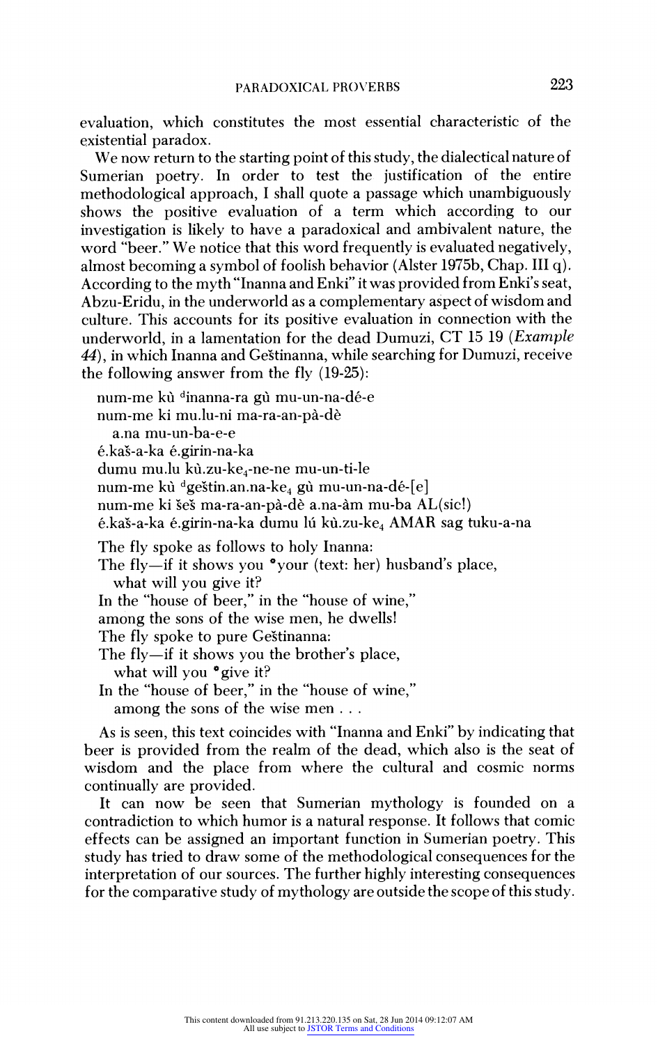evaluation, which constitutes the most essential characteristic of the existential paradox.

We now return to the starting point of this study, the dialectical nature of Sumerian poetry. In order to test the justification of the entire methodological approach, I shall quote a passage which unambiguously shows the positive evaluation of a term which according to our investigation is likely to have a paradoxical and ambivalent nature, the word "beer." We notice that this word frequently is evaluated negatively, almost becoming a symbol of foolish behavior (Alster 1975b, Chap. III q). According to the myth "Inanna and Enki" it was provided from Enki's seat, Abzu-Eridu, in the underworld as a complementary aspect of wisdom and culture. This accounts for its positive evaluation in connection with the underworld, in a lamentation for the dead Dumuzi, CT 15 19 (*Example 44*), in which Inanna and Geštinanna, while searching for Dumuzi, receive the following answer from the fly (19-25):

num-me kù ᵈinanna-ra gù mu-un-na-dé-e
num-me ki mu.lu-ni ma-ra-an-pà-dè
  a.na mu-un-ba-e-e
é.kaš-a-ka é.girin-na-ka
dumu mu.lu kù.zu-ke$_4$-ne-ne mu-un-ti-le
num-me kù ᵈgeštin.an.na-ke$_4$ gù mu-un-na-dé-[e]
num-me ki šeš ma-ra-an-pà-dè a.na-àm mu-ba AL(sic!)
é.kaš-a-ka é.girin-na-ka dumu lú kù.zu-ke$_4$ AMAR sag tuku-a-na

The fly spoke as follows to holy Inanna:
The fly—if it shows you °your (text: her) husband's place,
  what will you give it?
In the "house of beer," in the "house of wine,"
among the sons of the wise men, he dwells!
The fly spoke to pure Geštinanna:
The fly—if it shows you the brother's place,
  what will you °give it?
In the "house of beer," in the "house of wine,"
  among the sons of the wise men . . .

As is seen, this text coincides with "Inanna and Enki" by indicating that beer is provided from the realm of the dead, which also is the seat of wisdom and the place from where the cultural and cosmic norms continually are provided.

It can now be seen that Sumerian mythology is founded on a contradiction to which humor is a natural response. It follows that comic effects can be assigned an important function in Sumerian poetry. This study has tried to draw some of the methodological consequences for the interpretation of our sources. The further highly interesting consequences for the comparative study of mythology are outside the scope of this study.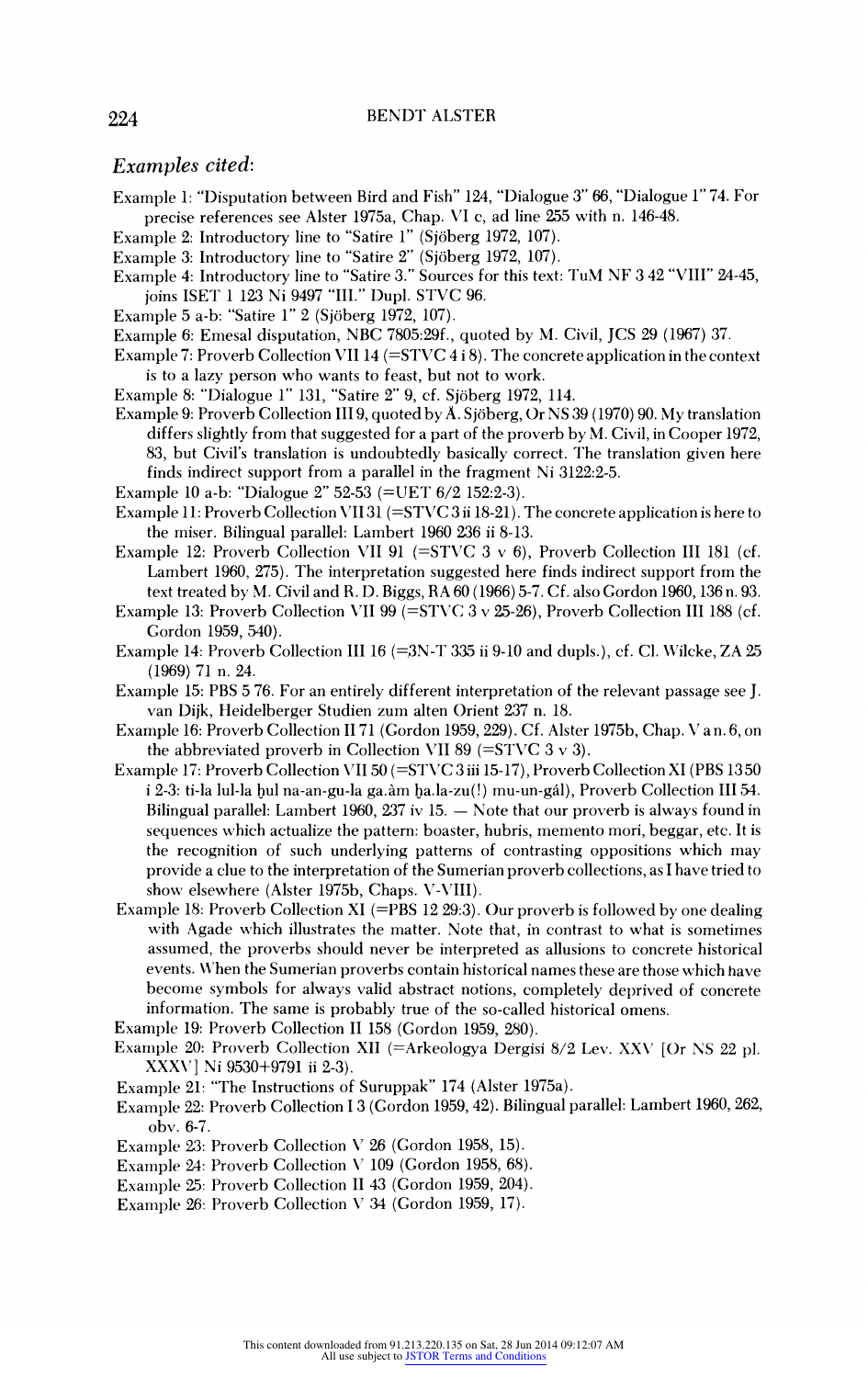## *Examples cited:*

Example 1: "Disputation between Bird and Fish" 124, "Dialogue 3" 66, "Dialogue 1" 74. For precise references see Alster 1975a, Chap. VI c, ad line 255 with n. 146-48.

Example 2: Introductory line to "Satire 1" (Sjöberg 1972, 107).

Example 3: Introductory line to "Satire 2" (Sjöberg 1972, 107).

Example 4: Introductory line to "Satire 3." Sources for this text: TuM NF 3 42 "VIII" 24-45, joins ISET 1 123 Ni 9497 "III." Dupl. STVC 96.

Example 5 a-b: "Satire 1" 2 (Sjöberg 1972, 107).

Example 6: Emesal disputation, NBC 7805:29f., quoted by M. Civil, JCS 29 (1967) 37.

Example 7: Proverb Collection VII 14 (=STVC 4 i 8). The concrete application in the context is to a lazy person who wants to feast, but not to work.

Example 8: "Dialogue 1" 131, "Satire 2" 9, cf. Sjöberg 1972, 114.

Example 9: Proverb Collection III 9, quoted by Å. Sjöberg, Or NS 39 (1970) 90. My translation differs slightly from that suggested for a part of the proverb by M. Civil, in Cooper 1972, 83, but Civil's translation is undoubtedly basically correct. The translation given here finds indirect support from a parallel in the fragment Ni 3122:2-5.

Example 10 a-b: "Dialogue 2" 52-53 (=UET 6/2 152:2-3).

Example 11: Proverb Collection VII 31 (=STVC 3 ii 18-21). The concrete application is here to the miser. Bilingual parallel: Lambert 1960 236 ii 8-13.

Example 12: Proverb Collection VII 91 (=STVC 3 v 6), Proverb Collection III 181 (cf. Lambert 1960, 275). The interpretation suggested here finds indirect support from the text treated by M. Civil and R. D. Biggs, RA 60 (1966) 5-7. Cf. also Gordon 1960, 136 n. 93.

Example 13: Proverb Collection VII 99 (=STVC 3 v 25-26), Proverb Collection III 188 (cf. Gordon 1959, 540).

Example 14: Proverb Collection III 16 (=3N-T 335 ii 9-10 and dupls.), cf. Cl. Wilcke, ZA 25 (1969) 71 n. 24.

Example 15: PBS 5 76. For an entirely different interpretation of the relevant passage see J. van Dijk, Heidelberger Studien zum alten Orient 237 n. 18.

Example 16: Proverb Collection II 71 (Gordon 1959, 229). Cf. Alster 1975b, Chap. V a n. 6, on the abbreviated proverb in Collection VII 89 (=STVC 3 v 3).

Example 17: Proverb Collection VII 50 (=STVC 3 iii 15-17), Proverb Collection XI (PBS 13 50 i 2-3: ti-la lul-la ḫul na-an-gu-la ga.àm ḫa.la-zu(!) mu-un-gál), Proverb Collection III 54. Bilingual parallel: Lambert 1960, 237 iv 15. — Note that our proverb is always found in sequences which actualize the pattern: boaster, hubris, memento mori, beggar, etc. It is the recognition of such underlying patterns of contrasting oppositions which may provide a clue to the interpretation of the Sumerian proverb collections, as I have tried to show elsewhere (Alster 1975b, Chaps. V-VIII).

Example 18: Proverb Collection XI (=PBS 12 29:3). Our proverb is followed by one dealing with Agade which illustrates the matter. Note that, in contrast to what is sometimes assumed, the proverbs should never be interpreted as allusions to concrete historical events. When the Sumerian proverbs contain historical names these are those which have become symbols for always valid abstract notions, completely deprived of concrete information. The same is probably true of the so-called historical omens.

Example 19: Proverb Collection II 158 (Gordon 1959, 280).

Example 20: Proverb Collection XII (=Arkeologya Dergisi 8/2 Lev. XXV [Or NS 22 pl. XXXV] Ni 9530+9791 ii 2-3).

Example 21: "The Instructions of Suruppak" 174 (Alster 1975a).

Example 22: Proverb Collection I 3 (Gordon 1959, 42). Bilingual parallel: Lambert 1960, 262, obv. 6-7.

Example 23: Proverb Collection V 26 (Gordon 1958, 15).

Example 24: Proverb Collection V 109 (Gordon 1958, 68).

Example 25: Proverb Collection II 43 (Gordon 1959, 204).

Example 26: Proverb Collection V 34 (Gordon 1959, 17).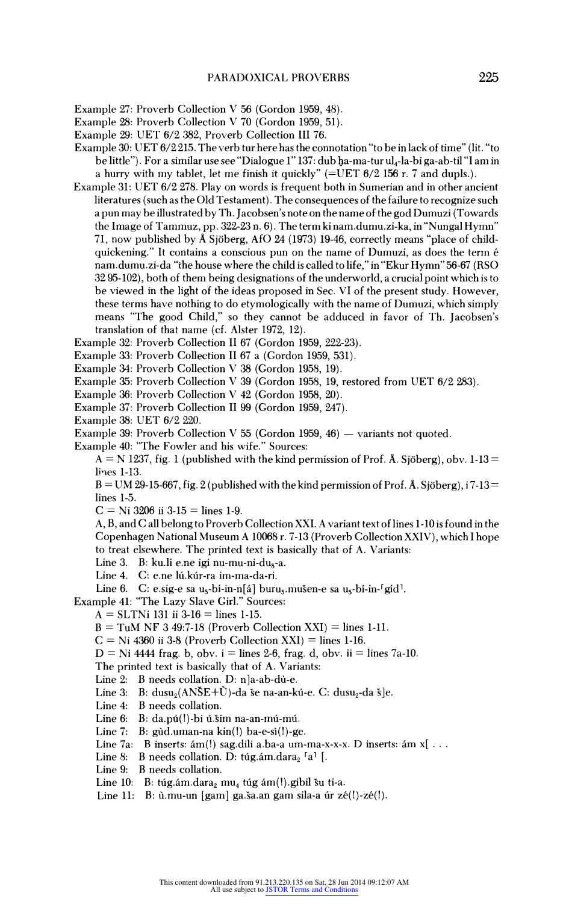Example 27: Proverb Collection V 56 (Gordon 1959, 48).

Example 28: Proverb Collection V 70 (Gordon 1959, 51).

Example 29: UET 6/2 382, Proverb Collection III 76.

Example 30: UET 6/2 215. The verb tur here has the connotation "to be in lack of time" (lit. "to be little"). For a similar use see "Dialogue 1" 137: dub ḫa-ma-tur ul$_4$-la-bi ga-ab-til "I am in a hurry with my tablet, let me finish it quickly" (=UET 6/2 156 r. 7 and dupls.).

Example 31: UET 6/2 278. Play on words is frequent both in Sumerian and in other ancient literatures (such as the Old Testament). The consequences of the failure to recognize such a pun may be illustrated by Th. Jacobsen's note on the name of the god Dumuzi (Towards the Image of Tammuz, pp. 322-23 n. 6). The term ki nam.dumu.zi-ka, in "Nungal Hymn" 71, now published by Å Sjöberg, AfO 24 (1973) 19-46, correctly means "place of child-quickening." It contains a conscious pun on the name of Dumuzi, as does the term é nam.dumu.zi-da "the house where the child is called to life," in "Ekur Hymn" 56-67 (RSO 32 95-102), both of them being designations of the underworld, a crucial point which is to be viewed in the light of the ideas proposed in Sec. VI of the present study. However, these terms have nothing to do etymologically with the name of Dumuzi, which simply means "The good Child," so they cannot be adduced in favor of Th. Jacobsen's translation of that name (cf. Alster 1972, 12).

Example 32: Proverb Collection II 67 (Gordon 1959, 222-23).

Example 33: Proverb Collection II 67 a (Gordon 1959, 531).

Example 34: Proverb Collection V 38 (Gordon 1958, 19).

Example 35: Proverb Collection V 39 (Gordon 1958, 19, restored from UET 6/2 283).

Example 36: Proverb Collection V 42 (Gordon 1958, 20).

Example 37: Proverb Collection II 99 (Gordon 1959, 247).

Example 38: UET 6/2 220.

Example 39: Proverb Collection V 55 (Gordon 1959, 46) — variants not quoted.

Example 40: "The Fowler and his wife." Sources:

A = N 1237, fig. 1 (published with the kind permission of Prof. Å. Sjöberg), obv. 1-13 = lines 1-13.

B = UM 29-15-667, fig. 2 (published with the kind permission of Prof. Å. Sjöberg), i 7-13 = lines 1-5.

C = Ni 3206 ii 3-15 = lines 1-9.

A, B, and C all belong to Proverb Collection XXI. A variant text of lines 1-10 is found in the Copenhagen National Museum A 10068 r. 7-13 (Proverb Collection XXIV), which I hope to treat elsewhere. The printed text is basically that of A. Variants:

Line 3. B: ku.li e.ne igi nu-mu-ni-du$_8$-a.

Line 4. C: e.ne lú.kúr-ra im-ma-da-ri.

Line 6. C: e.sig-e sa u$_5$-bí-in-n[á] buru$_5$.mušen-e sa u$_5$-bí-in-⸢gíd⸣.

Example 41: "The Lazy Slave Girl." Sources:

A = SLTNi 131 ii 3-16 = lines 1-15.

B = TuM NF 3 49:7-18 (Proverb Collection XXI) = lines 1-11.

C = Ni 4360 ii 3-8 (Proverb Collection XXI) = lines 1-16.

D = Ni 4444 frag. b, obv. i = lines 2-6, frag. d, obv. ii = lines 7a-10.

The printed text is basically that of A. Variants:

Line 2: B needs collation. D: n]a-ab-dù-e.

Line 3: B: dusu$_2$(ANŠE+Ù)-da še na-an-kú-e. C: dusu$_2$-da š]e.

Line 4: B needs collation.

Line 6: B: da.pú(!)-bi ú.šim na-an-mú-mú.

Line 7: B: gù̀d.uman-na kin(!) ba-e-sì(!)-ge.

Line 7a: B inserts: ám(!) sag.dili a.ba-a um-ma-x-x-x. D inserts: ám x[ . . .

Line 8: B needs collation. D: túg.ám.dara$_2$ ⸢a⸣ [.

Line 9: B needs collation.

Line 10: B: túg.ám.dara$_2$ mu$_4$ túg ám(!).gibil šu ti-a.

Line 11: B: ù.mu-un [gam] ga.ša.an gam sila-a úr zé(!)-zé(!).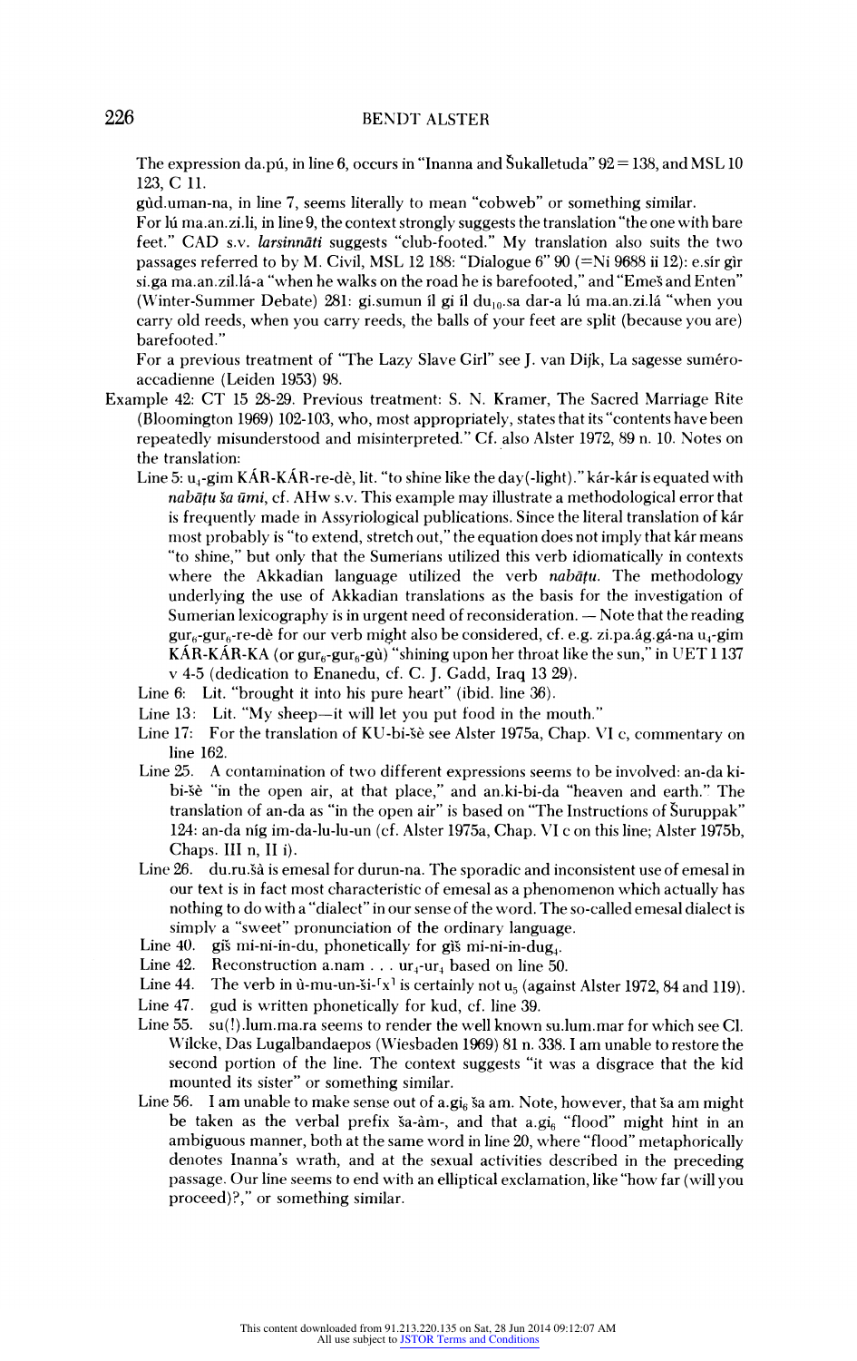The expression da.pú, in line 6, occurs in "Inanna and Šukalletuda" 92 = 138, and MSL 10 123, C 11.

gùd.uman-na, in line 7, seems literally to mean "cobweb" or something similar.

For lú ma.an.zi.li, in line 9, the context strongly suggests the translation "the one with bare feet." CAD s.v. *larsinnāti* suggests "club-footed." My translation also suits the two passages referred to by M. Civil, MSL 12 188: "Dialogue 6" 90 (=Ni 9688 ii 12): e.sír gìr si.ga ma.an.zil.lá-a "when he walks on the road he is barefooted," and "Emeš and Enten" (Winter-Summer Debate) 281: gi.sumun íl gi íl $du_{10}$.sa dar-a lú ma.an.zi.lá "when you carry old reeds, when you carry reeds, the balls of your feet are split (because you are) barefooted."

For a previous treatment of "The Lazy Slave Girl" see J. van Dijk, La sagesse suméro-accadienne (Leiden 1953) 98.

Example 42: CT 15 28-29. Previous treatment: S. N. Kramer, The Sacred Marriage Rite (Bloomington 1969) 102-103, who, most appropriately, states that its "contents have been repeatedly misunderstood and misinterpreted." Cf. also Alster 1972, 89 n. 10. Notes on the translation:

- Line 5: $u_4$-gim KÁR-KÁR-re-dè, lit. "to shine like the day(-light)." kár-kár is equated with *nabāṭu ša ūmi*, cf. AHw s.v. This example may illustrate a methodological error that is frequently made in Assyriological publications. Since the literal translation of kár most probably is "to extend, stretch out," the equation does not imply that kár means "to shine," but only that the Sumerians utilized this verb idiomatically in contexts where the Akkadian language utilized the verb *nabāṭu*. The methodology underlying the use of Akkadian translations as the basis for the investigation of Sumerian lexicography is in urgent need of reconsideration. — Note that the reading $gur_6$-$gur_6$-re-dè for our verb might also be considered, cf. e.g. zi.pa.ág.gá-na $u_4$-gim KÁR-KÁR-KA (or $gur_6$-$gur_6$-gù) "shining upon her throat like the sun," in UET I 137 v 4-5 (dedication to Enanedu, cf. C. J. Gadd, Iraq 13 29).
- Line 6: Lit. "brought it into his pure heart" (ibid. line 36).
- Line 13: Lit. "My sheep—it will let you put food in the mouth."
- Line 17: For the translation of KU-bi-šè see Alster 1975a, Chap. VI c, commentary on line 162.
- Line 25. A contamination of two different expressions seems to be involved: an-da ki-bi-šè "in the open air, at that place," and an.ki-bi-da "heaven and earth." The translation of an-da as "in the open air" is based on "The Instructions of Šuruppak" 124: an-da níg im-da-lu-lu-un (cf. Alster 1975a, Chap. VI c on this line; Alster 1975b, Chaps. III n, II i).
- Line 26. du.ru.šà is emesal for durun-na. The sporadic and inconsistent use of emesal in our text is in fact most characteristic of emesal as a phenomenon which actually has nothing to do with a "dialect" in our sense of the word. The so-called emesal dialect is simply a "sweet" pronunciation of the ordinary language.
- Line 40. giš mi-ni-in-du, phonetically for giš mi-ni-in-$dug_4$.
- Line 42. Reconstruction a.nam . . . $ur_4$-$ur_4$ based on line 50.
- Line 44. The verb in ù-mu-un-ši-⌜x⌝ is certainly not $u_5$ (against Alster 1972, 84 and 119).
- Line 47. gud is written phonetically for kud, cf. line 39.
- Line 55. su(!).lum.ma.ra seems to render the well known su.lum.mar for which see Cl. Wilcke, Das Lugalbandaepos (Wiesbaden 1969) 81 n. 338. I am unable to restore the second portion of the line. The context suggests "it was a disgrace that the kid mounted its sister" or something similar.
- Line 56. I am unable to make sense out of a.$gi_6$ ša am. Note, however, that ša am might be taken as the verbal prefix ša-àm-, and that a.$gi_6$ "flood" might hint in an ambiguous manner, both at the same word in line 20, where "flood" metaphorically denotes Inanna's wrath, and at the sexual activities described in the preceding passage. Our line seems to end with an elliptical exclamation, like "how far (will you proceed)?," or something similar.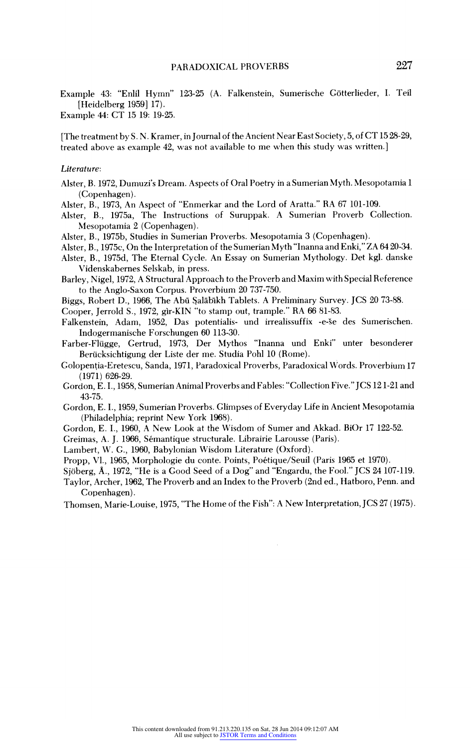Example 43: "Enlil Hymn" 123-25 (A. Falkenstein, Sumerische Götterlieder, I. Teil [Heidelberg 1959] 17).

Example 44: CT 15 19: 19-25.

[The treatment by S. N. Kramer, in Journal of the Ancient Near East Society, 5, of CT 15 28-29, treated above as example 42, was not available to me when this study was written.]

*Literature*:

Alster, B. 1972, Dumuzi's Dream. Aspects of Oral Poetry in a Sumerian Myth. Mesopotamia 1 (Copenhagen).

Alster, B., 1973, An Aspect of "Enmerkar and the Lord of Aratta." RA 67 101-109.

Alster, B., 1975a, The Instructions of Suruppak. A Sumerian Proverb Collection. Mesopotamia 2 (Copenhagen).

Alster, B., 1975b, Studies in Sumerian Proverbs. Mesopotamia 3 (Copenhagen).

Alster, B., 1975c, On the Interpretation of the Sumerian Myth "Inanna and Enki," ZA 64 20-34.

Alster, B., 1975d, The Eternal Cycle. An Essay on Sumerian Mythology. Det kgl. danske Videnskabernes Selskab, in press.

Barley, Nigel, 1972, A Structural Approach to the Proverb and Maxim with Special Reference to the Anglo-Saxon Corpus. Proverbium 20 737-750.

Biggs, Robert D., 1966, The Abū Ṣalābīkh Tablets. A Preliminary Survey. JCS 20 73-88.

Cooper, Jerrold S., 1972, gìr-KIN "to stamp out, trample." RA 66 81-83.

Falkenstein, Adam, 1952, Das potentialis- und irrealissuffix -e-še des Sumerischen. Indogermanische Forschungen 60 113-30.

Farber-Flügge, Gertrud, 1973, Der Mythos "Inanna und Enki" unter besonderer Berücksichtigung der Liste der me. Studia Pohl 10 (Rome).

Golopenția-Eretescu, Sanda, 1971, Paradoxical Proverbs, Paradoxical Words. Proverbium 17 (1971) 626-29.

Gordon, E. I., 1958, Sumerian Animal Proverbs and Fables: "Collection Five." JCS 12 1-21 and 43-75.

Gordon, E. I., 1959, Sumerian Proverbs. Glimpses of Everyday Life in Ancient Mesopotamia (Philadelphia; reprint New York 1968).

Gordon, E. I., 1960, A New Look at the Wisdom of Sumer and Akkad. BiOr 17 122-52.

Greimas, A. J. 1966, Sémantique structurale. Librairie Larousse (Paris).

Lambert, W. G., 1960, Babylonian Wisdom Literature (Oxford).

Propp, Vl., 1965, Morphologie du conte. Points, Poétique/Seuil (Paris 1965 et 1970).

Sjöberg, Å., 1972, "He is a Good Seed of a Dog" and "Engardu, the Fool." JCS 24 107-119.

Taylor, Archer, 1962, The Proverb and an Index to the Proverb (2nd ed., Hatboro, Penn. and Copenhagen).

Thomsen, Marie-Louise, 1975, "The Home of the Fish": A New Interpretation, JCS 27 (1975).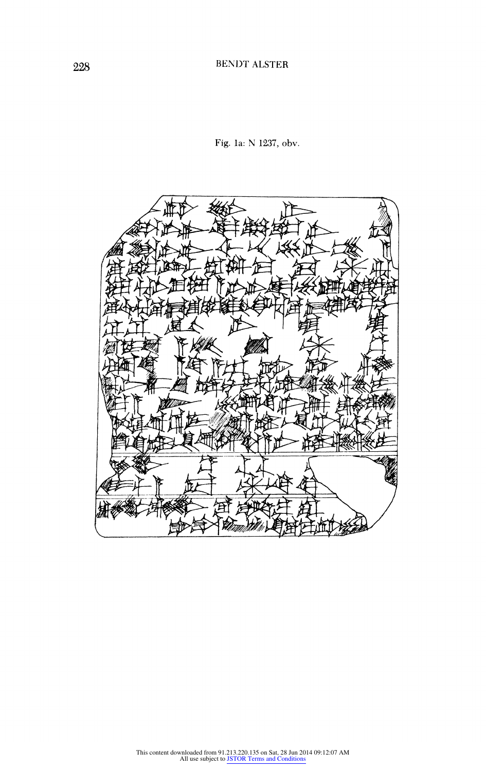Fig. 1a: N 1237, obv.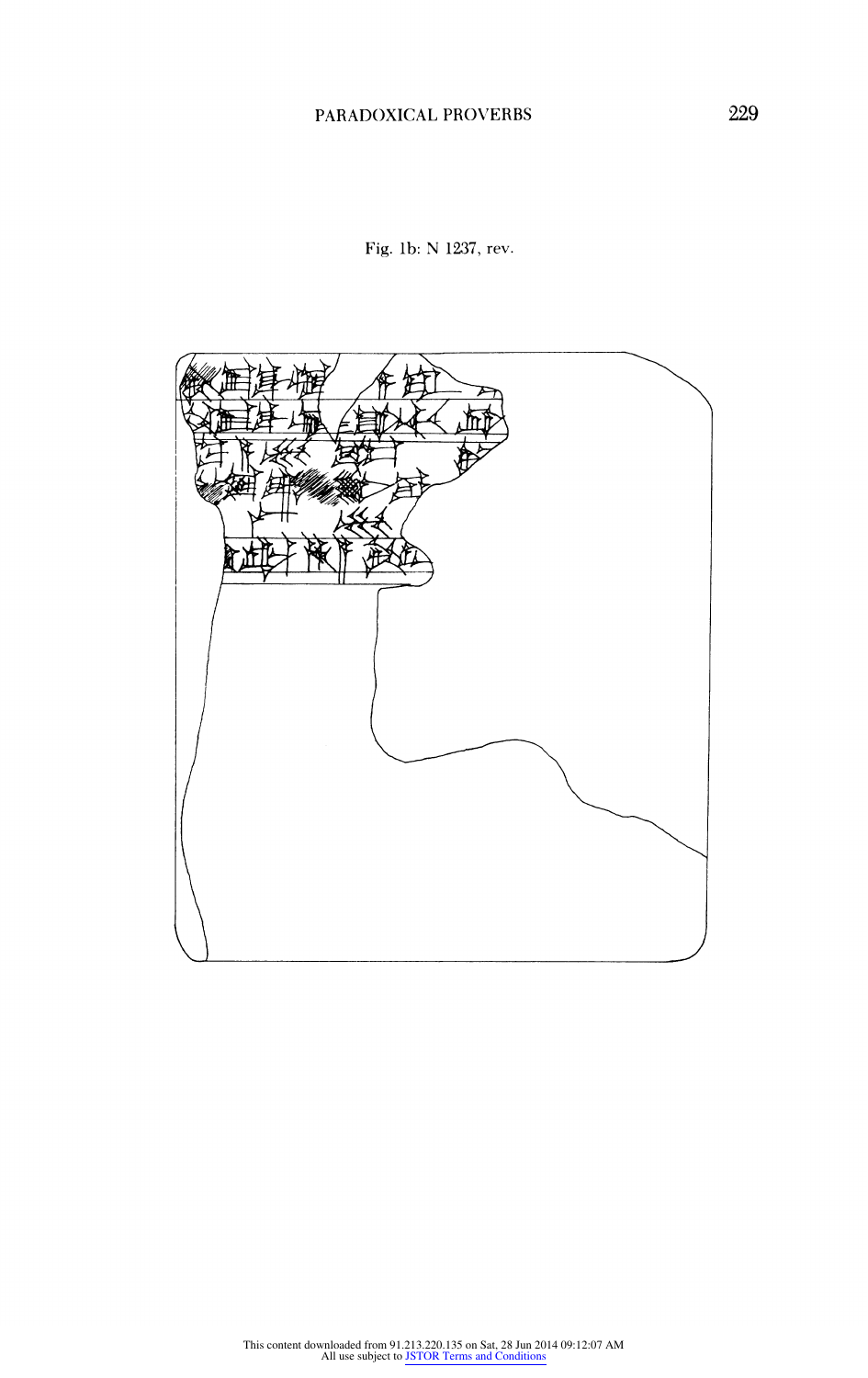Fig. 1b: N 1237, rev.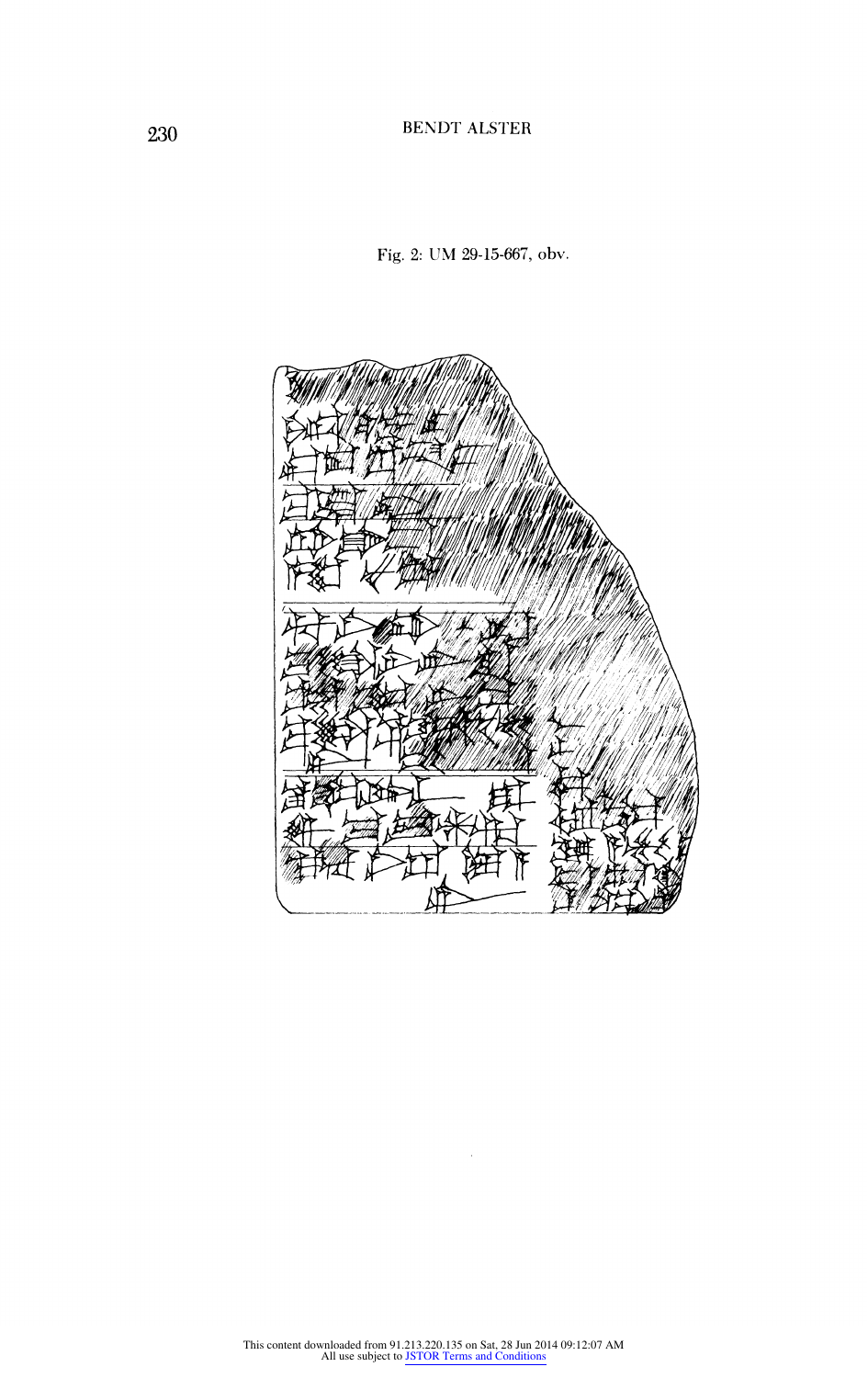Fig. 2: UM 29-15-667, obv.